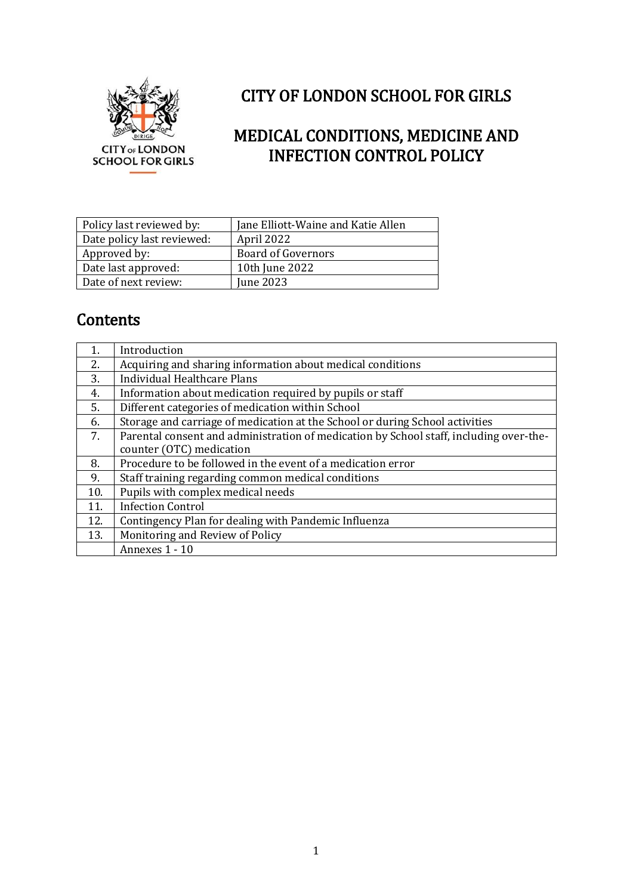# CITY OF LONDON SCHOOL FOR GIRLS

# MEDICAL CONDITIONS, MEDICINE AND INFECTION CONTROL POLICY

| Policy last reviewed by: | Jane Elliott-Waine and Katie Allen |
|---|---|
| Date policy last reviewed: | April 2022 |
| Approved by: | Board of Governors |
| Date last approved: | 10th June 2022 |
| Date of next review: | June 2023 |

## Contents

| | |
|---|---|
| 1. | Introduction |
| 2. | Acquiring and sharing information about medical conditions |
| 3. | Individual Healthcare Plans |
| 4. | Information about medication required by pupils or staff |
| 5. | Different categories of medication within School |
| 6. | Storage and carriage of medication at the School or during School activities |
| 7. | Parental consent and administration of medication by School staff, including over-the-counter (OTC) medication |
| 8. | Procedure to be followed in the event of a medication error |
| 9. | Staff training regarding common medical conditions |
| 10. | Pupils with complex medical needs |
| 11. | Infection Control |
| 12. | Contingency Plan for dealing with Pandemic Influenza |
| 13. | Monitoring and Review of Policy |
| | Annexes 1 - 10 |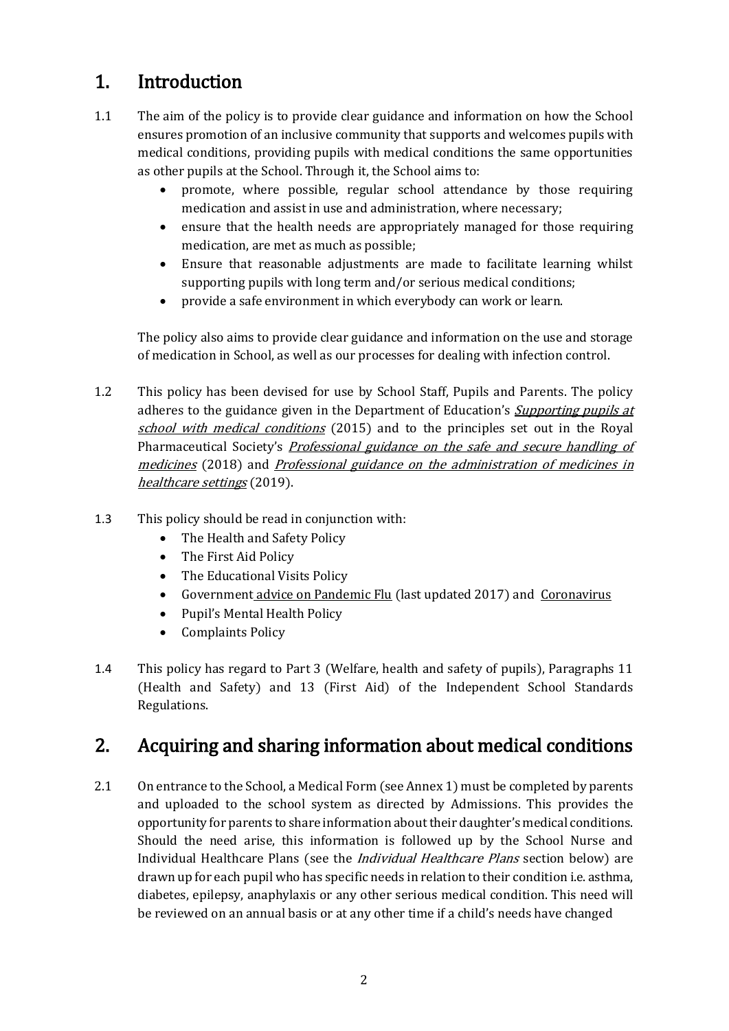## 1. Introduction

1.1 The aim of the policy is to provide clear guidance and information on how the School ensures promotion of an inclusive community that supports and welcomes pupils with medical conditions, providing pupils with medical conditions the same opportunities as other pupils at the School. Through it, the School aims to:

- promote, where possible, regular school attendance by those requiring medication and assist in use and administration, where necessary;
- ensure that the health needs are appropriately managed for those requiring medication, are met as much as possible;
- Ensure that reasonable adjustments are made to facilitate learning whilst supporting pupils with long term and/or serious medical conditions;
- provide a safe environment in which everybody can work or learn.

The policy also aims to provide clear guidance and information on the use and storage of medication in School, as well as our processes for dealing with infection control.

1.2 This policy has been devised for use by School Staff, Pupils and Parents. The policy adheres to the guidance given in the Department of Education's *Supporting pupils at school with medical conditions* (2015) and to the principles set out in the Royal Pharmaceutical Society's *Professional guidance on the safe and secure handling of medicines* (2018) and *Professional guidance on the administration of medicines in healthcare settings* (2019).

1.3 This policy should be read in conjunction with:

- The Health and Safety Policy
- The First Aid Policy
- The Educational Visits Policy
- Government advice on Pandemic Flu (last updated 2017) and Coronavirus
- Pupil's Mental Health Policy
- Complaints Policy

1.4 This policy has regard to Part 3 (Welfare, health and safety of pupils), Paragraphs 11 (Health and Safety) and 13 (First Aid) of the Independent School Standards Regulations.

## 2. Acquiring and sharing information about medical conditions

2.1 On entrance to the School, a Medical Form (see Annex 1) must be completed by parents and uploaded to the school system as directed by Admissions. This provides the opportunity for parents to share information about their daughter's medical conditions. Should the need arise, this information is followed up by the School Nurse and Individual Healthcare Plans (see the *Individual Healthcare Plans* section below) are drawn up for each pupil who has specific needs in relation to their condition i.e. asthma, diabetes, epilepsy, anaphylaxis or any other serious medical condition. This need will be reviewed on an annual basis or at any other time if a child's needs have changed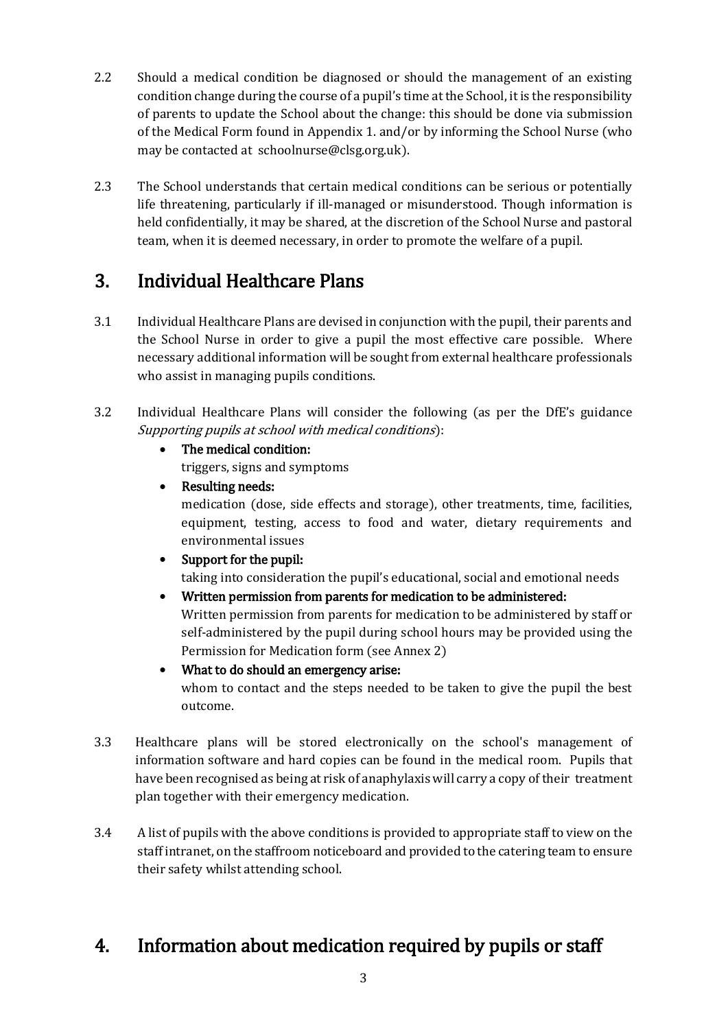2.2 Should a medical condition be diagnosed or should the management of an existing condition change during the course of a pupil's time at the School, it is the responsibility of parents to update the School about the change: this should be done via submission of the Medical Form found in Appendix 1. and/or by informing the School Nurse (who may be contacted at schoolnurse@clsg.org.uk).

2.3 The School understands that certain medical conditions can be serious or potentially life threatening, particularly if ill-managed or misunderstood. Though information is held confidentially, it may be shared, at the discretion of the School Nurse and pastoral team, when it is deemed necessary, in order to promote the welfare of a pupil.

## 3. Individual Healthcare Plans

3.1 Individual Healthcare Plans are devised in conjunction with the pupil, their parents and the School Nurse in order to give a pupil the most effective care possible. Where necessary additional information will be sought from external healthcare professionals who assist in managing pupils conditions.

3.2 Individual Healthcare Plans will consider the following (as per the DfE's guidance *Supporting pupils at school with medical conditions*):

- **The medical condition:**
  triggers, signs and symptoms
- **Resulting needs:**
  medication (dose, side effects and storage), other treatments, time, facilities, equipment, testing, access to food and water, dietary requirements and environmental issues
- **Support for the pupil:**
  taking into consideration the pupil's educational, social and emotional needs
- **Written permission from parents for medication to be administered:**
  Written permission from parents for medication to be administered by staff or self-administered by the pupil during school hours may be provided using the Permission for Medication form (see Annex 2)
- **What to do should an emergency arise:**
  whom to contact and the steps needed to be taken to give the pupil the best outcome.

3.3 Healthcare plans will be stored electronically on the school's management of information software and hard copies can be found in the medical room. Pupils that have been recognised as being at risk of anaphylaxis will carry a copy of their treatment plan together with their emergency medication.

3.4 A list of pupils with the above conditions is provided to appropriate staff to view on the staff intranet, on the staffroom noticeboard and provided to the catering team to ensure their safety whilst attending school.

## 4. Information about medication required by pupils or staff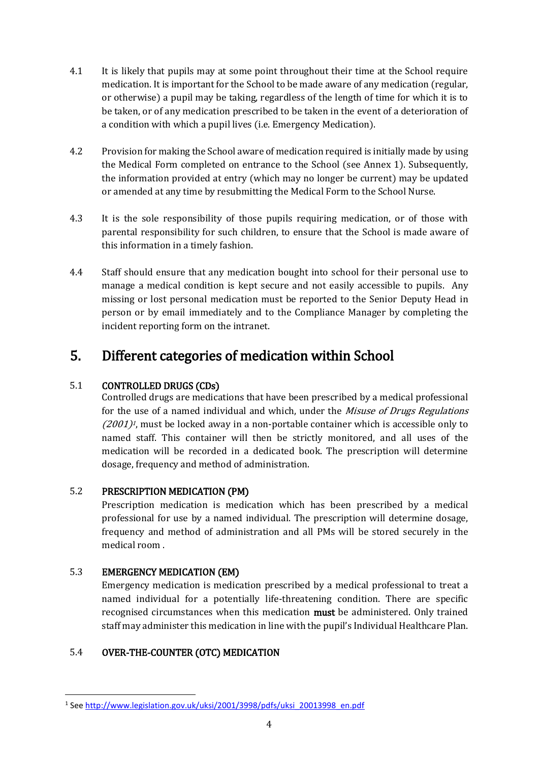4.1 It is likely that pupils may at some point throughout their time at the School require medication. It is important for the School to be made aware of any medication (regular, or otherwise) a pupil may be taking, regardless of the length of time for which it is to be taken, or of any medication prescribed to be taken in the event of a deterioration of a condition with which a pupil lives (i.e. Emergency Medication).

4.2 Provision for making the School aware of medication required is initially made by using the Medical Form completed on entrance to the School (see Annex 1). Subsequently, the information provided at entry (which may no longer be current) may be updated or amended at any time by resubmitting the Medical Form to the School Nurse.

4.3 It is the sole responsibility of those pupils requiring medication, or of those with parental responsibility for such children, to ensure that the School is made aware of this information in a timely fashion.

4.4 Staff should ensure that any medication bought into school for their personal use to manage a medical condition is kept secure and not easily accessible to pupils. Any missing or lost personal medication must be reported to the Senior Deputy Head in person or by email immediately and to the Compliance Manager by completing the incident reporting form on the intranet.

## 5. Different categories of medication within School

5.1 **CONTROLLED DRUGS (CDs)**

Controlled drugs are medications that have been prescribed by a medical professional for the use of a named individual and which, under the *Misuse of Drugs Regulations (2001)*[1], must be locked away in a non-portable container which is accessible only to named staff. This container will then be strictly monitored, and all uses of the medication will be recorded in a dedicated book. The prescription will determine dosage, frequency and method of administration.

5.2 **PRESCRIPTION MEDICATION (PM)**

Prescription medication is medication which has been prescribed by a medical professional for use by a named individual. The prescription will determine dosage, frequency and method of administration and all PMs will be stored securely in the medical room .

5.3 **EMERGENCY MEDICATION (EM)**

Emergency medication is medication prescribed by a medical professional to treat a named individual for a potentially life-threatening condition. There are specific recognised circumstances when this medication **must** be administered. Only trained staff may administer this medication in line with the pupil's Individual Healthcare Plan.

5.4 **OVER-THE-COUNTER (OTC) MEDICATION**

---

[1] See http://www.legislation.gov.uk/uksi/2001/3998/pdfs/uksi_20013998_en.pdf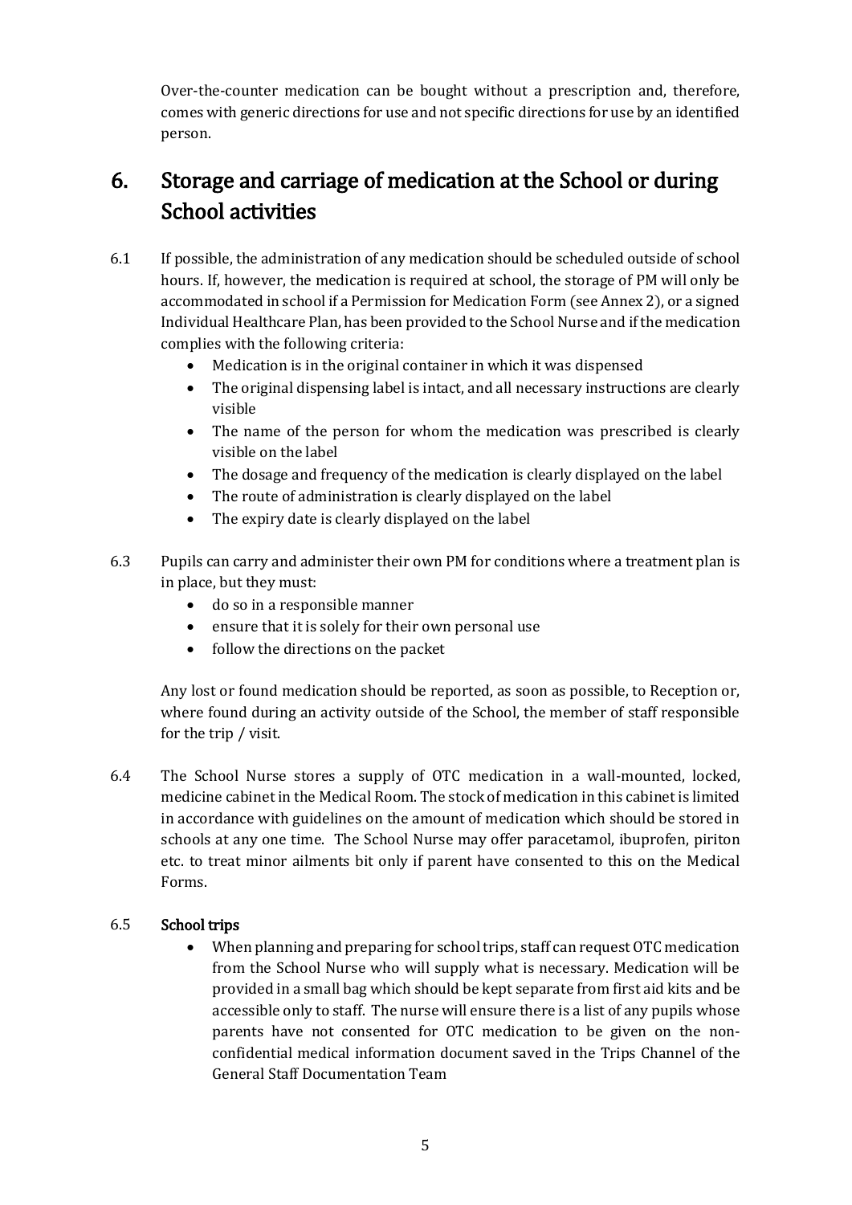Over-the-counter medication can be bought without a prescription and, therefore, comes with generic directions for use and not specific directions for use by an identified person.

# 6. Storage and carriage of medication at the School or during School activities

6.1 If possible, the administration of any medication should be scheduled outside of school hours. If, however, the medication is required at school, the storage of PM will only be accommodated in school if a Permission for Medication Form (see Annex 2), or a signed Individual Healthcare Plan, has been provided to the School Nurse and if the medication complies with the following criteria:

- Medication is in the original container in which it was dispensed
- The original dispensing label is intact, and all necessary instructions are clearly visible
- The name of the person for whom the medication was prescribed is clearly visible on the label
- The dosage and frequency of the medication is clearly displayed on the label
- The route of administration is clearly displayed on the label
- The expiry date is clearly displayed on the label

6.3 Pupils can carry and administer their own PM for conditions where a treatment plan is in place, but they must:

- do so in a responsible manner
- ensure that it is solely for their own personal use
- follow the directions on the packet

Any lost or found medication should be reported, as soon as possible, to Reception or, where found during an activity outside of the School, the member of staff responsible for the trip / visit.

6.4 The School Nurse stores a supply of OTC medication in a wall-mounted, locked, medicine cabinet in the Medical Room. The stock of medication in this cabinet is limited in accordance with guidelines on the amount of medication which should be stored in schools at any one time. The School Nurse may offer paracetamol, ibuprofen, piriton etc. to treat minor ailments bit only if parent have consented to this on the Medical Forms.

6.5 **School trips**

- When planning and preparing for school trips, staff can request OTC medication from the School Nurse who will supply what is necessary. Medication will be provided in a small bag which should be kept separate from first aid kits and be accessible only to staff. The nurse will ensure there is a list of any pupils whose parents have not consented for OTC medication to be given on the non-confidential medical information document saved in the Trips Channel of the General Staff Documentation Team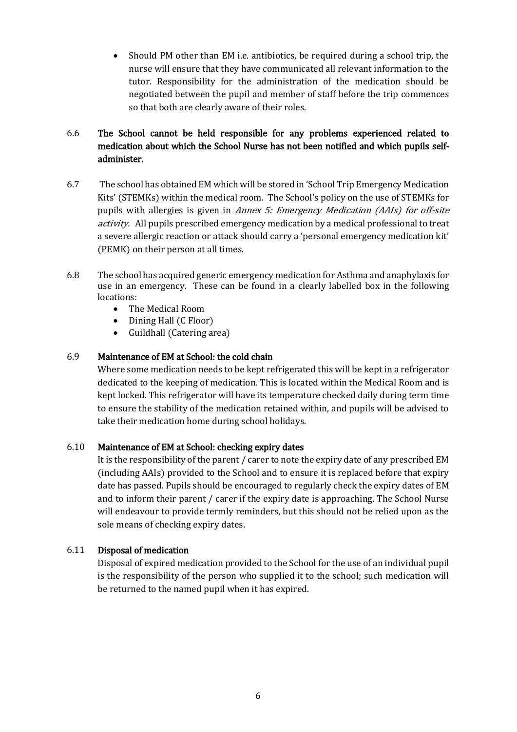- Should PM other than EM i.e. antibiotics, be required during a school trip, the nurse will ensure that they have communicated all relevant information to the tutor. Responsibility for the administration of the medication should be negotiated between the pupil and member of staff before the trip commences so that both are clearly aware of their roles.

6.6 **The School cannot be held responsible for any problems experienced related to medication about which the School Nurse has not been notified and which pupils self-administer.**

6.7 The school has obtained EM which will be stored in 'School Trip Emergency Medication Kits' (STEMKs) within the medical room. The School's policy on the use of STEMKs for pupils with allergies is given in *Annex 5: Emergency Medication (AAIs) for off-site activity.* All pupils prescribed emergency medication by a medical professional to treat a severe allergic reaction or attack should carry a 'personal emergency medication kit' (PEMK) on their person at all times.

6.8 The school has acquired generic emergency medication for Asthma and anaphylaxis for use in an emergency. These can be found in a clearly labelled box in the following locations:

- The Medical Room
- Dining Hall (C Floor)
- Guildhall (Catering area)

6.9 **Maintenance of EM at School: the cold chain**

Where some medication needs to be kept refrigerated this will be kept in a refrigerator dedicated to the keeping of medication. This is located within the Medical Room and is kept locked. This refrigerator will have its temperature checked daily during term time to ensure the stability of the medication retained within, and pupils will be advised to take their medication home during school holidays.

6.10 **Maintenance of EM at School: checking expiry dates**

It is the responsibility of the parent / carer to note the expiry date of any prescribed EM (including AAIs) provided to the School and to ensure it is replaced before that expiry date has passed. Pupils should be encouraged to regularly check the expiry dates of EM and to inform their parent / carer if the expiry date is approaching. The School Nurse will endeavour to provide termly reminders, but this should not be relied upon as the sole means of checking expiry dates.

6.11 **Disposal of medication**

Disposal of expired medication provided to the School for the use of an individual pupil is the responsibility of the person who supplied it to the school; such medication will be returned to the named pupil when it has expired.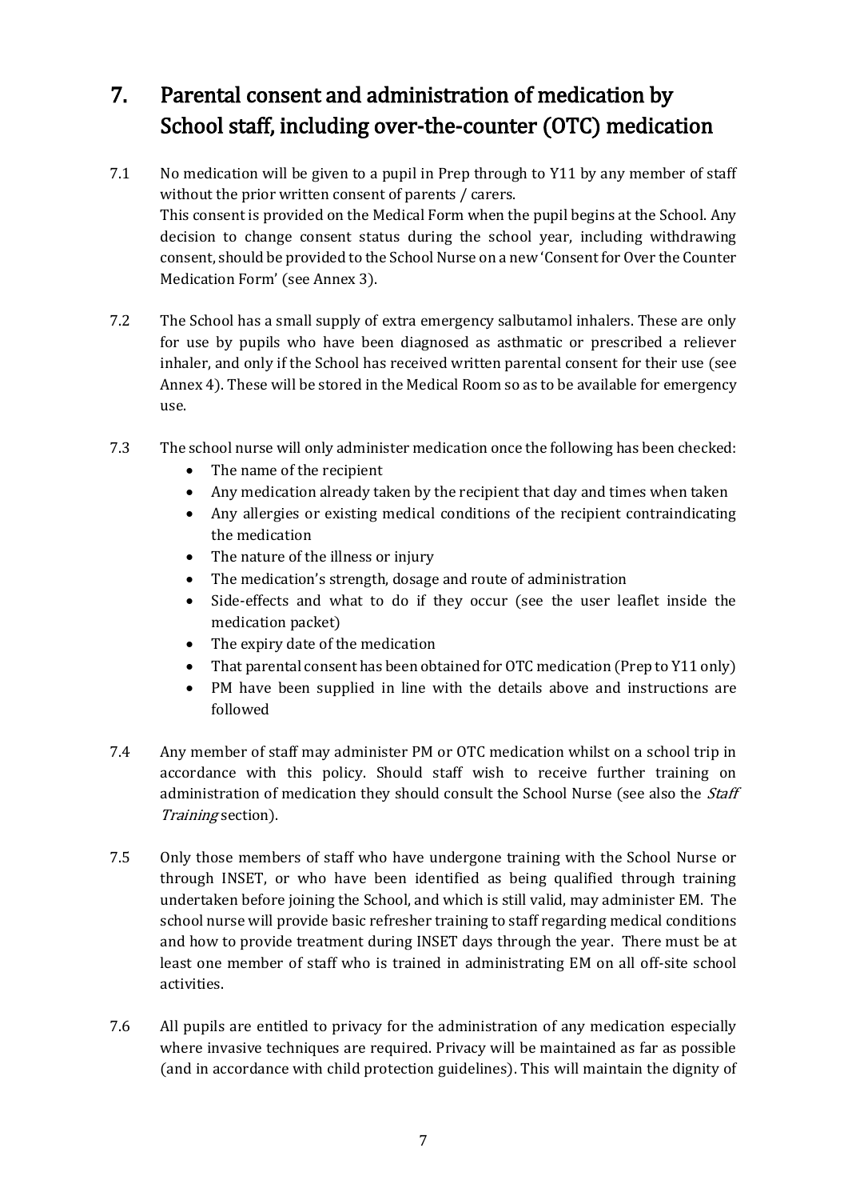## 7. Parental consent and administration of medication by School staff, including over-the-counter (OTC) medication

7.1 No medication will be given to a pupil in Prep through to Y11 by any member of staff without the prior written consent of parents / carers.
This consent is provided on the Medical Form when the pupil begins at the School. Any decision to change consent status during the school year, including withdrawing consent, should be provided to the School Nurse on a new 'Consent for Over the Counter Medication Form' (see Annex 3).

7.2 The School has a small supply of extra emergency salbutamol inhalers. These are only for use by pupils who have been diagnosed as asthmatic or prescribed a reliever inhaler, and only if the School has received written parental consent for their use (see Annex 4). These will be stored in the Medical Room so as to be available for emergency use.

7.3 The school nurse will only administer medication once the following has been checked:

- The name of the recipient
- Any medication already taken by the recipient that day and times when taken
- Any allergies or existing medical conditions of the recipient contraindicating the medication
- The nature of the illness or injury
- The medication's strength, dosage and route of administration
- Side-effects and what to do if they occur (see the user leaflet inside the medication packet)
- The expiry date of the medication
- That parental consent has been obtained for OTC medication (Prep to Y11 only)
- PM have been supplied in line with the details above and instructions are followed

7.4 Any member of staff may administer PM or OTC medication whilst on a school trip in accordance with this policy. Should staff wish to receive further training on administration of medication they should consult the School Nurse (see also the *Staff Training* section).

7.5 Only those members of staff who have undergone training with the School Nurse or through INSET, or who have been identified as being qualified through training undertaken before joining the School, and which is still valid, may administer EM. The school nurse will provide basic refresher training to staff regarding medical conditions and how to provide treatment during INSET days through the year. There must be at least one member of staff who is trained in administrating EM on all off-site school activities.

7.6 All pupils are entitled to privacy for the administration of any medication especially where invasive techniques are required. Privacy will be maintained as far as possible (and in accordance with child protection guidelines). This will maintain the dignity of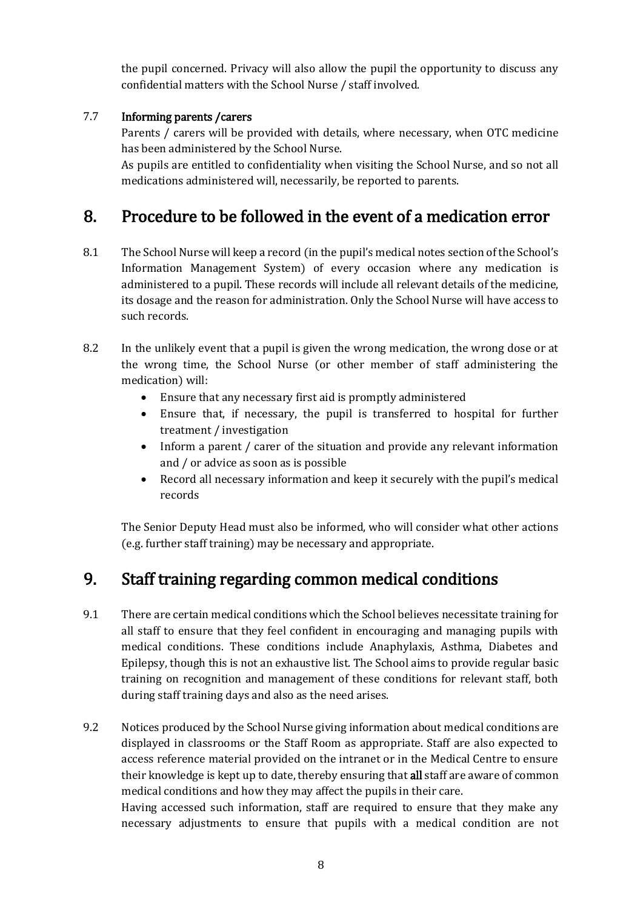the pupil concerned. Privacy will also allow the pupil the opportunity to discuss any confidential matters with the School Nurse / staff involved.

7.7 **Informing parents /carers**

Parents / carers will be provided with details, where necessary, when OTC medicine has been administered by the School Nurse.

As pupils are entitled to confidentiality when visiting the School Nurse, and so not all medications administered will, necessarily, be reported to parents.

## 8. Procedure to be followed in the event of a medication error

8.1 The School Nurse will keep a record (in the pupil's medical notes section of the School's Information Management System) of every occasion where any medication is administered to a pupil. These records will include all relevant details of the medicine, its dosage and the reason for administration. Only the School Nurse will have access to such records.

8.2 In the unlikely event that a pupil is given the wrong medication, the wrong dose or at the wrong time, the School Nurse (or other member of staff administering the medication) will:

- Ensure that any necessary first aid is promptly administered
- Ensure that, if necessary, the pupil is transferred to hospital for further treatment / investigation
- Inform a parent / carer of the situation and provide any relevant information and / or advice as soon as is possible
- Record all necessary information and keep it securely with the pupil's medical records

The Senior Deputy Head must also be informed, who will consider what other actions (e.g. further staff training) may be necessary and appropriate.

## 9. Staff training regarding common medical conditions

9.1 There are certain medical conditions which the School believes necessitate training for all staff to ensure that they feel confident in encouraging and managing pupils with medical conditions. These conditions include Anaphylaxis, Asthma, Diabetes and Epilepsy, though this is not an exhaustive list. The School aims to provide regular basic training on recognition and management of these conditions for relevant staff, both during staff training days and also as the need arises.

9.2 Notices produced by the School Nurse giving information about medical conditions are displayed in classrooms or the Staff Room as appropriate. Staff are also expected to access reference material provided on the intranet or in the Medical Centre to ensure their knowledge is kept up to date, thereby ensuring that **all** staff are aware of common medical conditions and how they may affect the pupils in their care.

Having accessed such information, staff are required to ensure that they make any necessary adjustments to ensure that pupils with a medical condition are not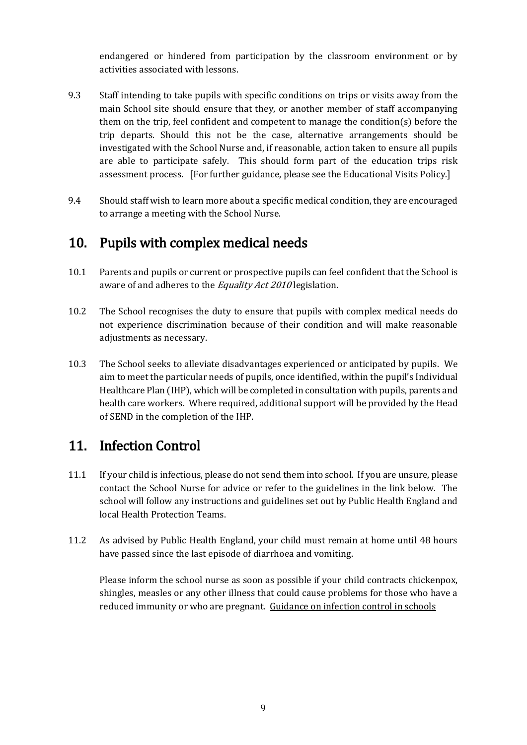endangered or hindered from participation by the classroom environment or by activities associated with lessons.

9.3 Staff intending to take pupils with specific conditions on trips or visits away from the main School site should ensure that they, or another member of staff accompanying them on the trip, feel confident and competent to manage the condition(s) before the trip departs. Should this not be the case, alternative arrangements should be investigated with the School Nurse and, if reasonable, action taken to ensure all pupils are able to participate safely. This should form part of the education trips risk assessment process. [For further guidance, please see the Educational Visits Policy.]

9.4 Should staff wish to learn more about a specific medical condition, they are encouraged to arrange a meeting with the School Nurse.

## 10. Pupils with complex medical needs

10.1 Parents and pupils or current or prospective pupils can feel confident that the School is aware of and adheres to the *Equality Act 2010* legislation.

10.2 The School recognises the duty to ensure that pupils with complex medical needs do not experience discrimination because of their condition and will make reasonable adjustments as necessary.

10.3 The School seeks to alleviate disadvantages experienced or anticipated by pupils. We aim to meet the particular needs of pupils, once identified, within the pupil's Individual Healthcare Plan (IHP), which will be completed in consultation with pupils, parents and health care workers. Where required, additional support will be provided by the Head of SEND in the completion of the IHP.

## 11. Infection Control

11.1 If your child is infectious, please do not send them into school. If you are unsure, please contact the School Nurse for advice or refer to the guidelines in the link below. The school will follow any instructions and guidelines set out by Public Health England and local Health Protection Teams.

11.2 As advised by Public Health England, your child must remain at home until 48 hours have passed since the last episode of diarrhoea and vomiting.

Please inform the school nurse as soon as possible if your child contracts chickenpox, shingles, measles or any other illness that could cause problems for those who have a reduced immunity or who are pregnant. Guidance on infection control in schools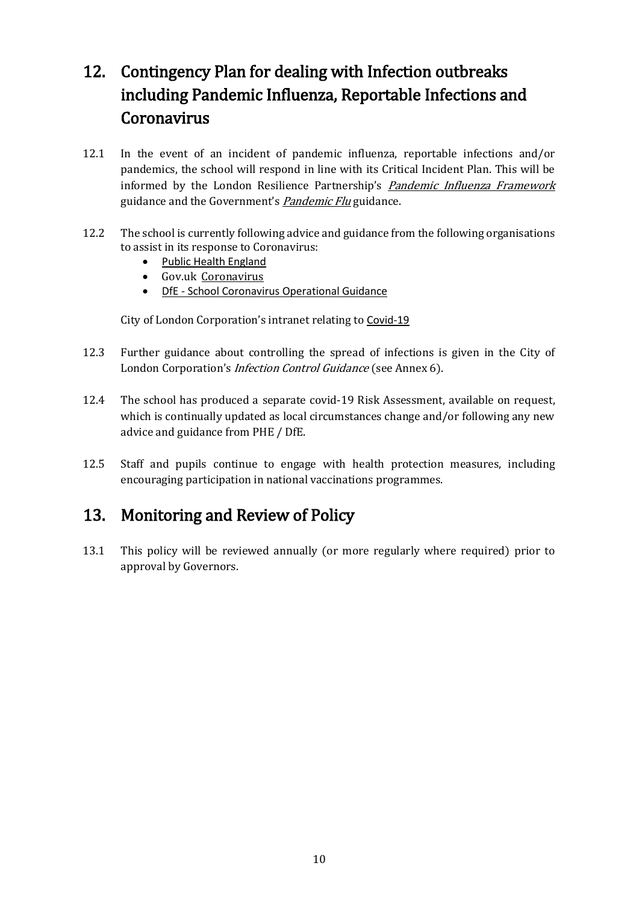## 12. Contingency Plan for dealing with Infection outbreaks including Pandemic Influenza, Reportable Infections and Coronavirus

12.1 In the event of an incident of pandemic influenza, reportable infections and/or pandemics, the school will respond in line with its Critical Incident Plan. This will be informed by the London Resilience Partnership's *Pandemic Influenza Framework* guidance and the Government's *Pandemic Flu* guidance.

12.2 The school is currently following advice and guidance from the following organisations to assist in its response to Coronavirus:

- Public Health England
- Gov.uk Coronavirus
- DfE - School Coronavirus Operational Guidance

City of London Corporation's intranet relating to Covid-19

12.3 Further guidance about controlling the spread of infections is given in the City of London Corporation's *Infection Control Guidance* (see Annex 6).

12.4 The school has produced a separate covid-19 Risk Assessment, available on request, which is continually updated as local circumstances change and/or following any new advice and guidance from PHE / DfE.

12.5 Staff and pupils continue to engage with health protection measures, including encouraging participation in national vaccinations programmes.

## 13. Monitoring and Review of Policy

13.1 This policy will be reviewed annually (or more regularly where required) prior to approval by Governors.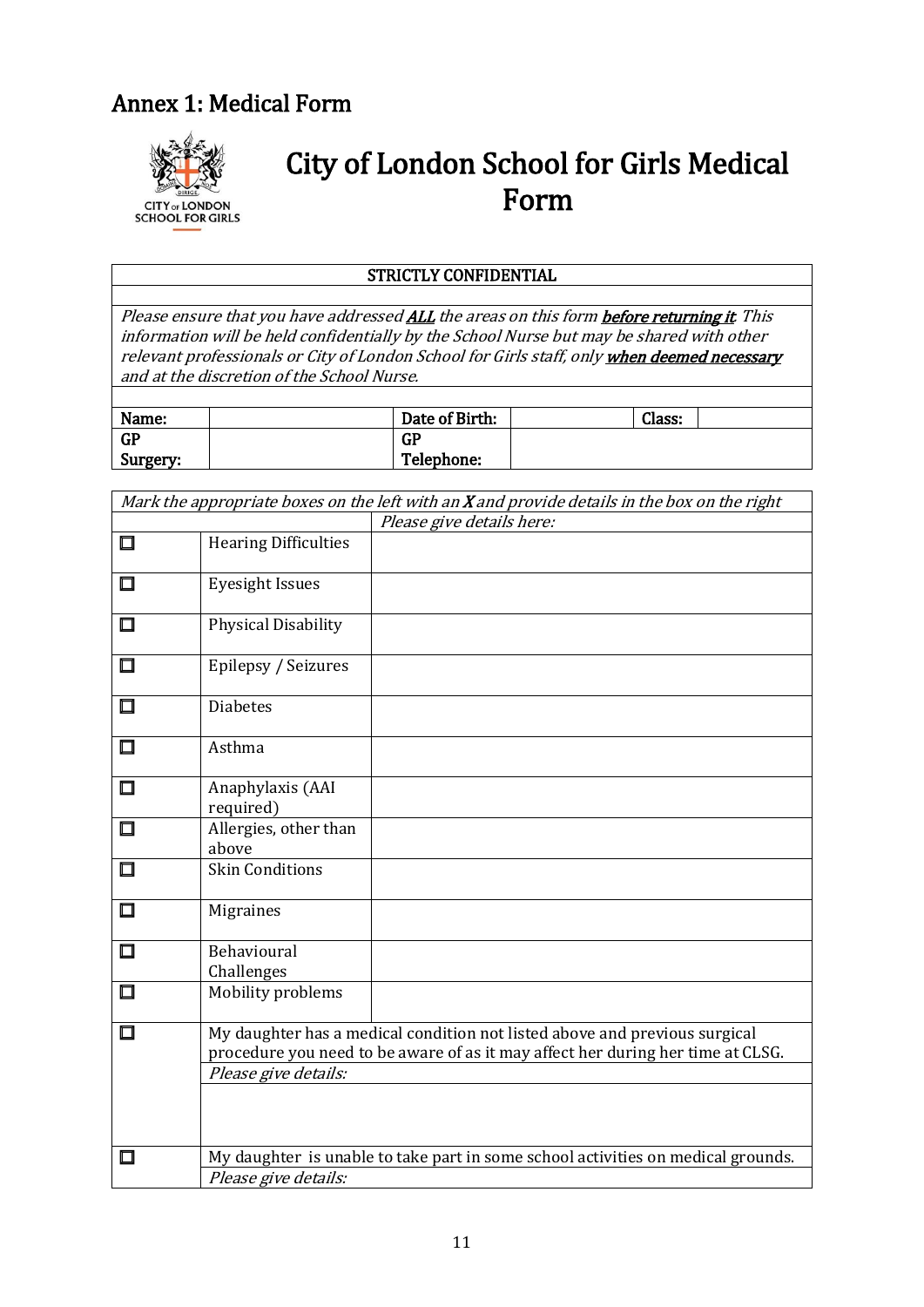## Annex 1: Medical Form

# City of London School for Girls Medical Form

| STRICTLY CONFIDENTIAL |
|---|
| *Please ensure that you have addressed **ALL** the areas on this form **before returning it**. This information will be held confidentially by the School Nurse but may be shared with other relevant professionals or City of London School for Girls staff, only **when deemed necessary** and at the discretion of the School Nurse.* |

| **Name:** | | **Date of Birth:** | | **Class:** | |
|---|---|---|---|---|---|
| **GP Surgery:** | | **GP Telephone:** | | | |

| *Mark the appropriate boxes on the left with an **X** and provide details in the box on the right* | | |
|---|---|---|
| | | *Please give details here:* |
| ☐ | Hearing Difficulties | |
| ☐ | Eyesight Issues | |
| ☐ | Physical Disability | |
| ☐ | Epilepsy / Seizures | |
| ☐ | Diabetes | |
| ☐ | Asthma | |
| ☐ | Anaphylaxis (AAI required) | |
| ☐ | Allergies, other than above | |
| ☐ | Skin Conditions | |
| ☐ | Migraines | |
| ☐ | Behavioural Challenges | |
| ☐ | Mobility problems | |
| ☐ | My daughter has a medical condition not listed above and previous surgical procedure you need to be aware of as it may affect her during her time at CLSG. *Please give details:* | |
| ☐ | My daughter is unable to take part in some school activities on medical grounds. *Please give details:* | |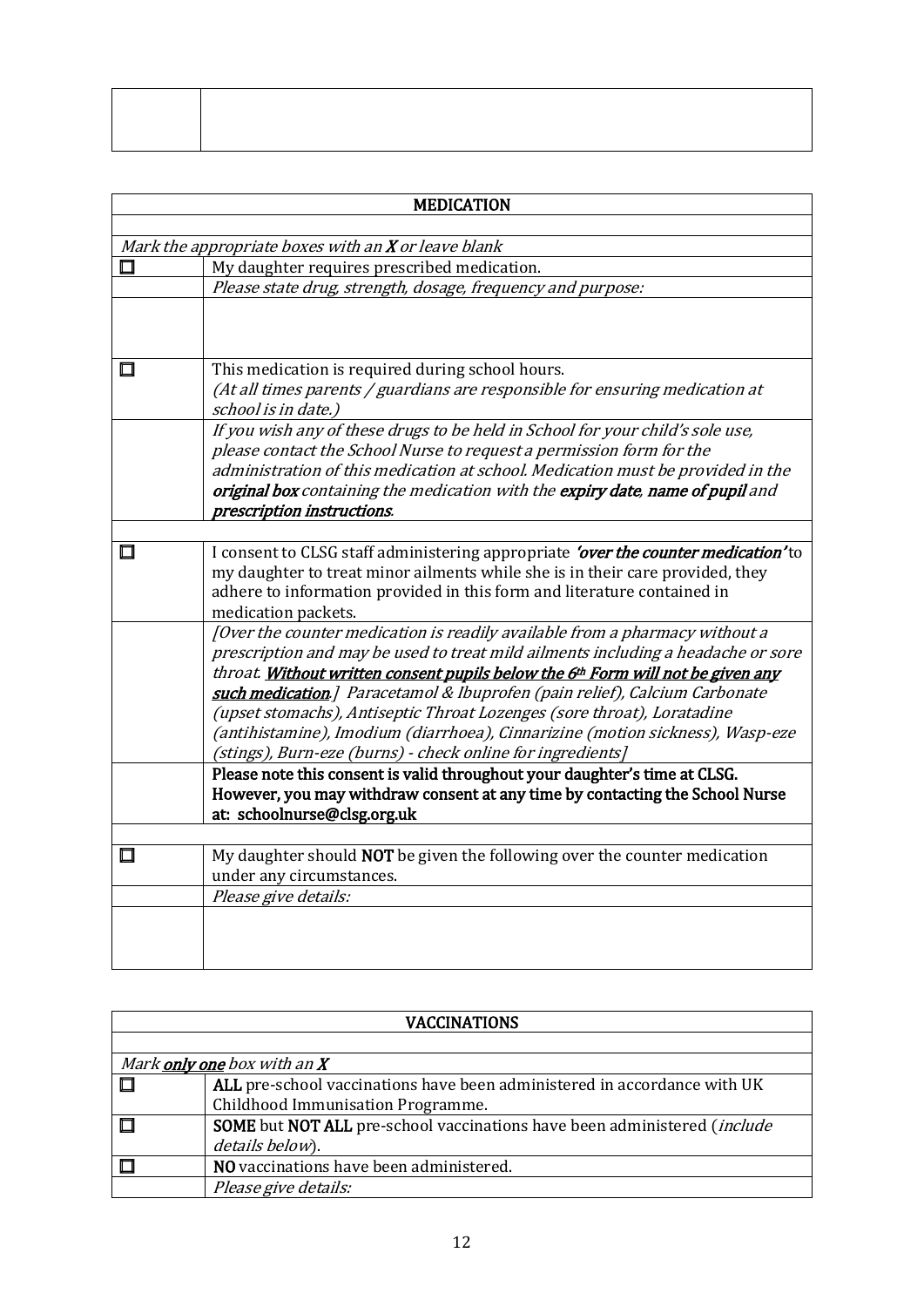| | |
|---|---|
| | |

| MEDICATION | |
|---|---|
| | |
| *Mark the appropriate boxes with an **X** or leave blank* | |
| ☐ | My daughter requires prescribed medication. |
| | *Please state drug, strength, dosage, frequency and purpose:* |
| | |
| ☐ | This medication is required during school hours.<br>*(At all times parents / guardians are responsible for ensuring medication at school is in date.)* |
| | *If you wish any of these drugs to be held in School for your child's sole use, please contact the School Nurse to request a permission form for the administration of this medication at school. Medication must be provided in the **original box** containing the medication with the **expiry date**, **name of pupil** and **prescription instructions**.* |
| | |
| ☐ | I consent to CLSG staff administering appropriate ***'over the counter medication'*** to my daughter to treat minor ailments while she is in their care provided, they adhere to information provided in this form and literature contained in medication packets. |
| | *[Over the counter medication is readily available from a pharmacy without a prescription and may be used to treat mild ailments including a headache or sore throat. **Without written consent pupils below the 6th Form will not be given any such medication**.] Paracetamol & Ibuprofen (pain relief), Calcium Carbonate (upset stomachs), Antiseptic Throat Lozenges (sore throat), Loratadine (antihistamine), Imodium (diarrhoea), Cinnarizine (motion sickness), Wasp-eze (stings), Burn-eze (burns) - check online for ingredients]* |
| | **Please note this consent is valid throughout your daughter's time at CLSG. However, you may withdraw consent at any time by contacting the School Nurse at: schoolnurse@clsg.org.uk** |
| | |
| ☐ | My daughter should **NOT** be given the following over the counter medication under any circumstances. |
| | *Please give details:* |
| | |

| VACCINATIONS | |
|---|---|
| | |
| *Mark **only one** box with an **X*** | |
| ☐ | **ALL** pre-school vaccinations have been administered in accordance with UK Childhood Immunisation Programme. |
| ☐ | **SOME** but **NOT ALL** pre-school vaccinations have been administered (*include details below*). |
| ☐ | **NO** vaccinations have been administered. |
| | *Please give details:* |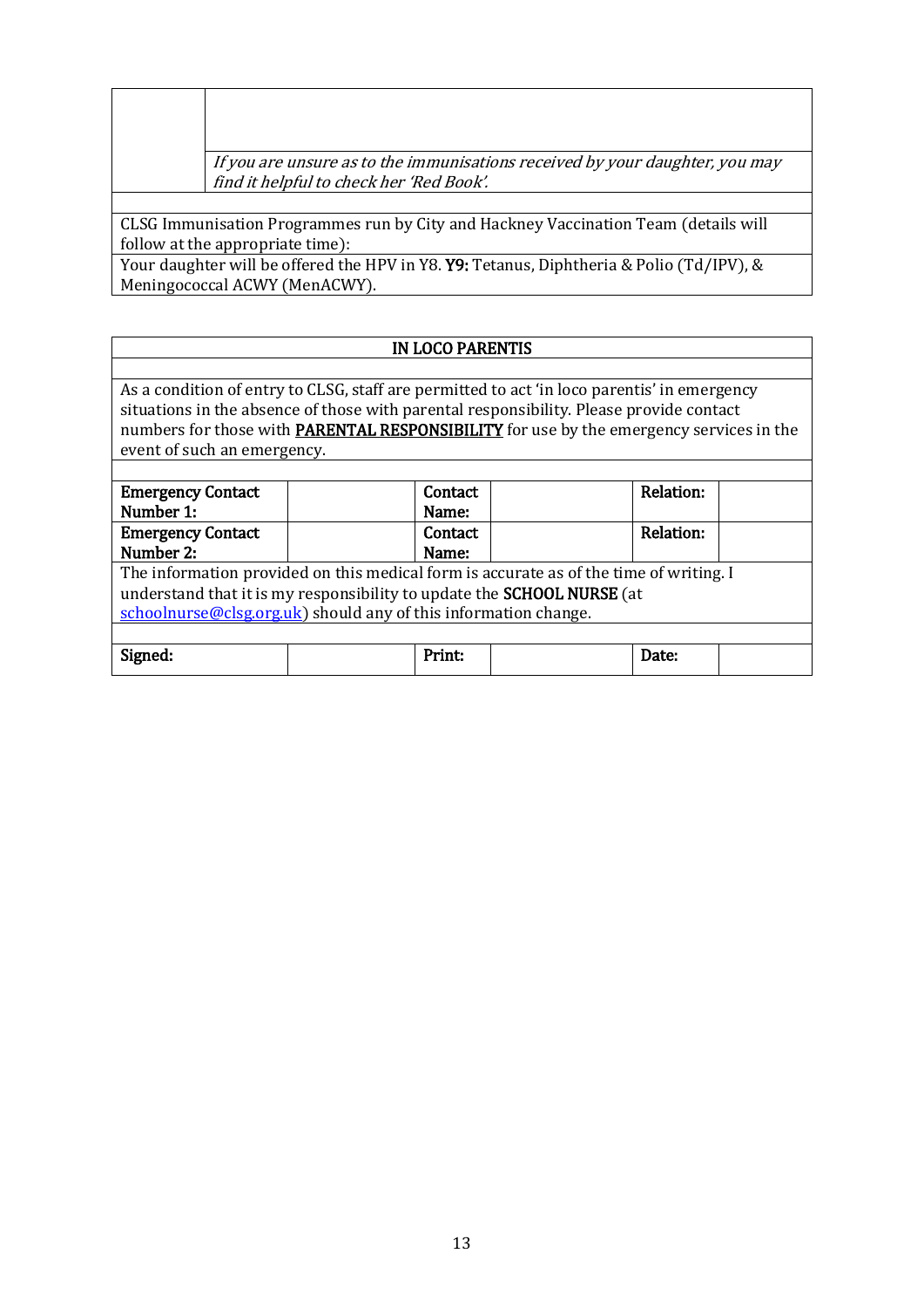| | |
|---|---|
| | |
| | *If you are unsure as to the immunisations received by your daughter, you may find it helpful to check her 'Red Book'.* |
| | |
| CLSG Immunisation Programmes run by City and Hackney Vaccination Team (details will follow at the appropriate time): | |
| Your daughter will be offered the HPV in Y8. **Y9:** Tetanus, Diphtheria & Polio (Td/IPV), & Meningococcal ACWY (MenACWY). | |

| **IN LOCO PARENTIS** | | | | | |
|---|---|---|---|---|---|
| | | | | | |
| As a condition of entry to CLSG, staff are permitted to act 'in loco parentis' in emergency situations in the absence of those with parental responsibility. Please provide contact numbers for those with **PARENTAL RESPONSIBILITY** for use by the emergency services in the event of such an emergency. | | | | | |
| | | | | | |
| **Emergency Contact Number 1:** | | **Contact Name:** | | **Relation:** | |
| **Emergency Contact Number 2:** | | **Contact Name:** | | **Relation:** | |
| The information provided on this medical form is accurate as of the time of writing. I understand that it is my responsibility to update the **SCHOOL NURSE** (at schoolnurse@clsg.org.uk) should any of this information change. | | | | | |
| | | | | | |
| **Signed:** | | **Print:** | | **Date:** | |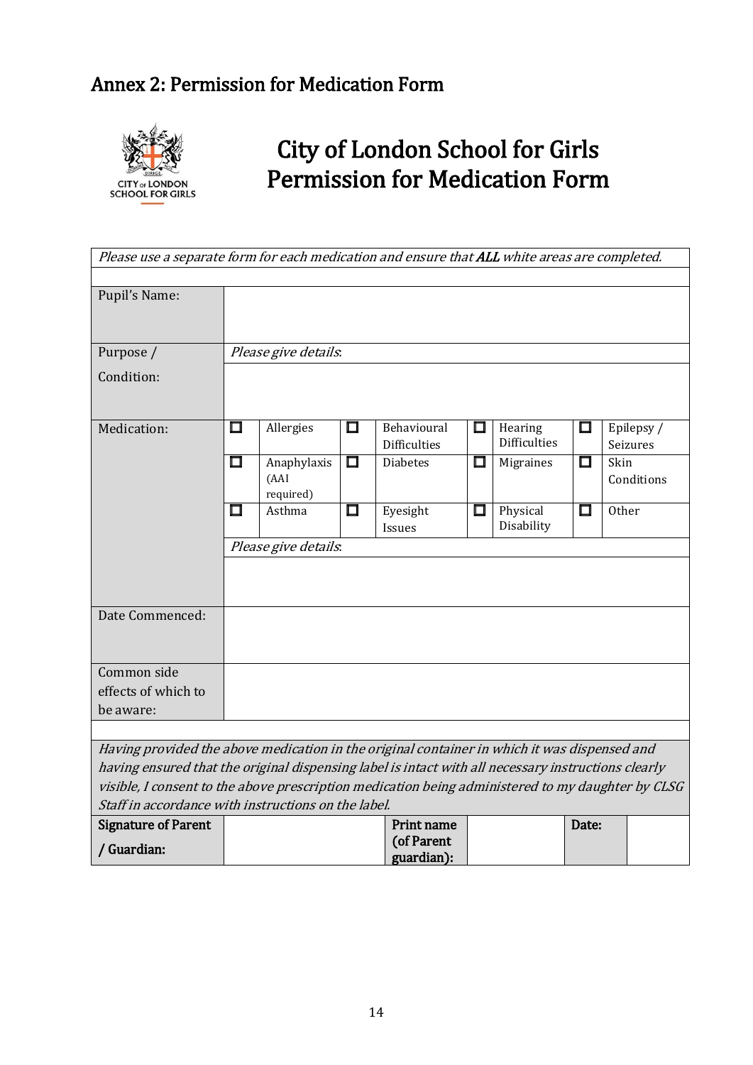## Annex 2: Permission for Medication Form

CITY OF LONDON SCHOOL FOR GIRLS

# City of London School for Girls Permission for Medication Form

| *Please use a separate form for each medication and ensure that **ALL** white areas are completed.* | | | | | | | | |
|---|---|---|---|---|---|---|---|---|
| Pupil's Name: | | | | | | | | |
| Purpose / Condition: | *Please give details*: | | | | | | | |
| Medication: | ☐ | Allergies | ☐ | Behavioural Difficulties | ☐ | Hearing Difficulties | ☐ | Epilepsy / Seizures |
| | ☐ | Anaphylaxis (AAI required) | ☐ | Diabetes | ☐ | Migraines | ☐ | Skin Conditions |
| | ☐ | Asthma | ☐ | Eyesight Issues | ☐ | Physical Disability | ☐ | Other |
| | *Please give details*: | | | | | | | |
| Date Commenced: | | | | | | | | |
| Common side effects of which to be aware: | | | | | | | | |

*Having provided the above medication in the original container in which it was dispensed and having ensured that the original dispensing label is intact with all necessary instructions clearly visible, I consent to the above prescription medication being administered to my daughter by CLSG Staff in accordance with instructions on the label.*

| **Signature of Parent / Guardian:** | | **Print name (of Parent guardian):** | | **Date:** | |
|---|---|---|---|---|---|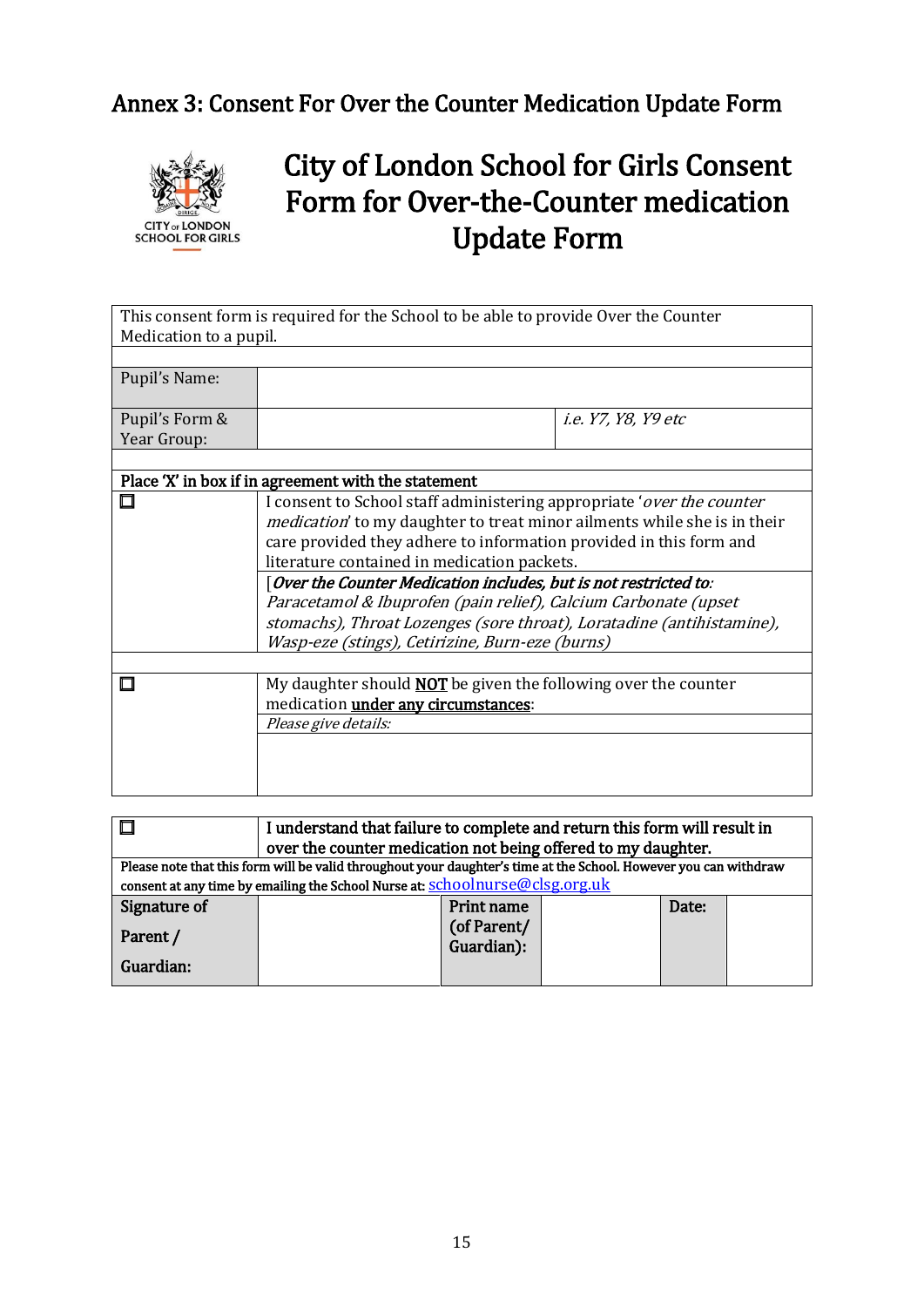## Annex 3: Consent For Over the Counter Medication Update Form

CITY OF LONDON SCHOOL FOR GIRLS

# City of London School for Girls Consent Form for Over-the-Counter medication Update Form

| This consent form is required for the School to be able to provide Over the Counter Medication to a pupil. | | |
|---|---|---|
| | | |
| Pupil's Name: | | |
| Pupil's Form & Year Group: | | *i.e. Y7, Y8, Y9 etc* |
| | | |
| **Place 'X' in box if in agreement with the statement** | | |
| ☐ | I consent to School staff administering appropriate '*over the counter medication*' to my daughter to treat minor ailments while she is in their care provided they adhere to information provided in this form and literature contained in medication packets. | |
| | [***Over the Counter Medication includes, but is not restricted to***: *Paracetamol & Ibuprofen (pain relief), Calcium Carbonate (upset stomachs), Throat Lozenges (sore throat), Loratadine (antihistamine), Wasp-eze (stings), Cetirizine, Burn-eze (burns)* | |
| | | |
| ☐ | My daughter should **NOT** be given the following over the counter medication **under any circumstances**: | |
| | *Please give details:* | |
| | | |

| ☐ | **I understand that failure to complete and return this form will result in over the counter medication not being offered to my daughter.** | | | | |
|---|---|---|---|---|---|
| Please note that this form will be valid throughout your daughter's time at the School. However you can withdraw consent at any time by emailing the School Nurse at: schoolnurse@clsg.org.uk | | | | | |
| **Signature of Parent / Guardian:** | | **Print name (of Parent/ Guardian):** | | **Date:** | |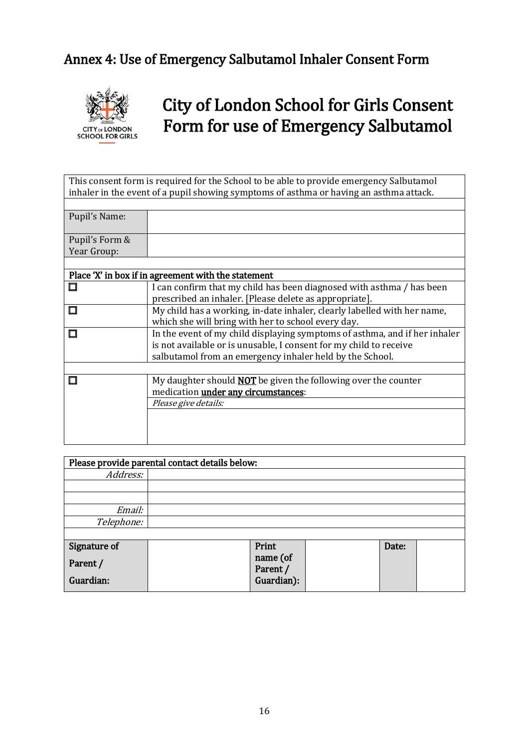## Annex 4: Use of Emergency Salbutamol Inhaler Consent Form

# City of London School for Girls Consent Form for use of Emergency Salbutamol

| This consent form is required for the School to be able to provide emergency Salbutamol inhaler in the event of a pupil showing symptoms of asthma or having an asthma attack. | |
|---|---|
| | |
| Pupil's Name: | |
| Pupil's Form & Year Group: | |
| | |
| **Place 'X' in box if in agreement with the statement** | |
| ☐ | I can confirm that my child has been diagnosed with asthma / has been prescribed an inhaler. [Please delete as appropriate]. |
| ☐ | My child has a working, in-date inhaler, clearly labelled with her name, which she will bring with her to school every day. |
| ☐ | In the event of my child displaying symptoms of asthma, and if her inhaler is not available or is unusable, I consent for my child to receive salbutamol from an emergency inhaler held by the School. |
| | |
| ☐ | My daughter should **NOT** be given the following over the counter medication **under any circumstances**: |
| | *Please give details:* |
| | |

| **Please provide parental contact details below:** | | | | | |
|---|---|---|---|---|---|
| *Address:* | | | | | |
| | | | | | |
| | | | | | |
| *Email:* | | | | | |
| *Telephone:* | | | | | |
| | | | | | |
| **Signature of Parent / Guardian:** | | **Print name (of Parent / Guardian):** | | **Date:** | |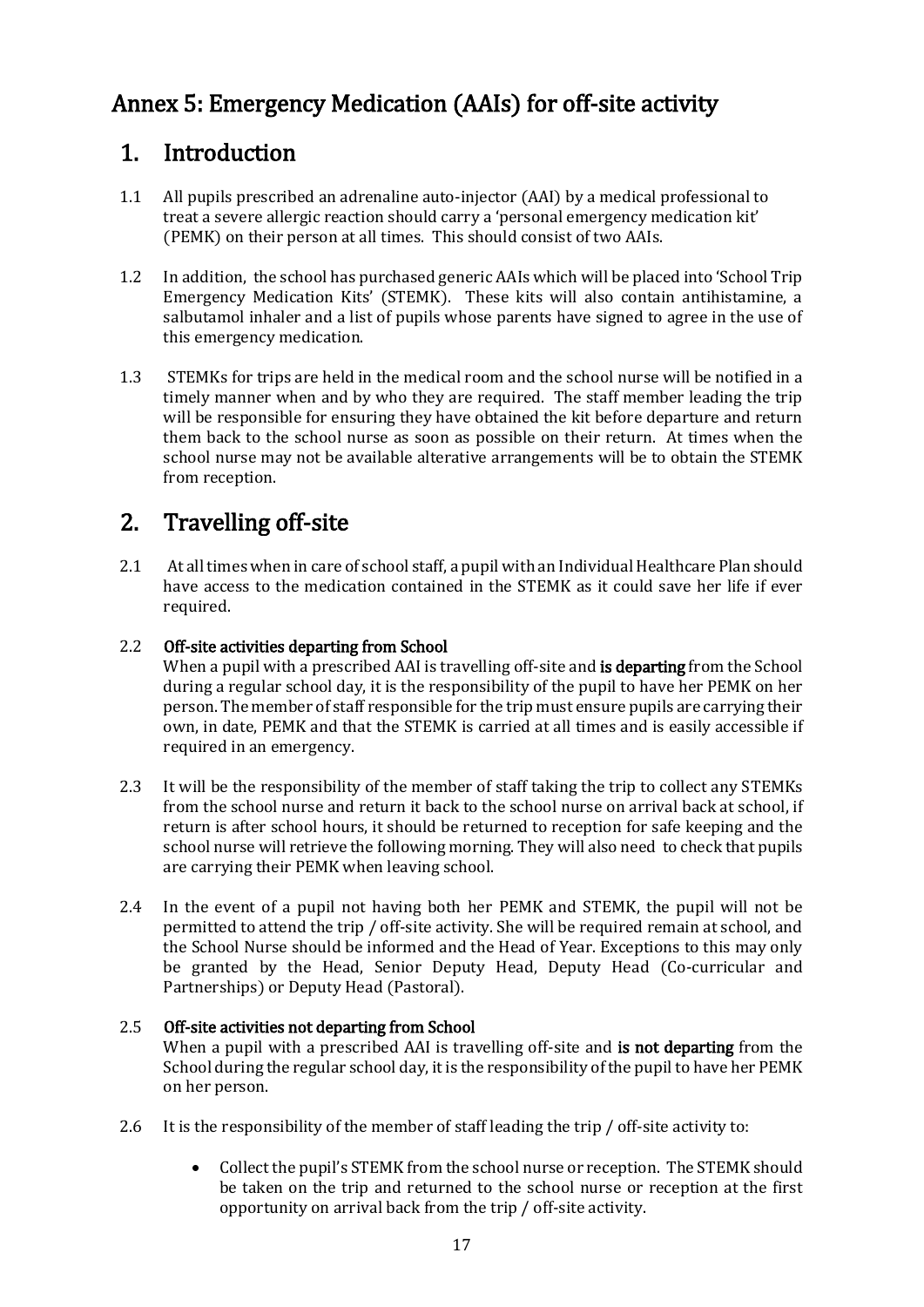# Annex 5: Emergency Medication (AAIs) for off-site activity

## 1. Introduction

1.1 All pupils prescribed an adrenaline auto-injector (AAI) by a medical professional to treat a severe allergic reaction should carry a 'personal emergency medication kit' (PEMK) on their person at all times. This should consist of two AAIs.

1.2 In addition, the school has purchased generic AAIs which will be placed into 'School Trip Emergency Medication Kits' (STEMK). These kits will also contain antihistamine, a salbutamol inhaler and a list of pupils whose parents have signed to agree in the use of this emergency medication.

1.3 STEMKs for trips are held in the medical room and the school nurse will be notified in a timely manner when and by who they are required. The staff member leading the trip will be responsible for ensuring they have obtained the kit before departure and return them back to the school nurse as soon as possible on their return. At times when the school nurse may not be available alterative arrangements will be to obtain the STEMK from reception.

## 2. Travelling off-site

2.1 At all times when in care of school staff, a pupil with an Individual Healthcare Plan should have access to the medication contained in the STEMK as it could save her life if ever required.

2.2 **Off-site activities departing from School**

When a pupil with a prescribed AAI is travelling off-site and **is departing** from the School during a regular school day, it is the responsibility of the pupil to have her PEMK on her person. The member of staff responsible for the trip must ensure pupils are carrying their own, in date, PEMK and that the STEMK is carried at all times and is easily accessible if required in an emergency.

2.3 It will be the responsibility of the member of staff taking the trip to collect any STEMKs from the school nurse and return it back to the school nurse on arrival back at school, if return is after school hours, it should be returned to reception for safe keeping and the school nurse will retrieve the following morning. They will also need to check that pupils are carrying their PEMK when leaving school.

2.4 In the event of a pupil not having both her PEMK and STEMK, the pupil will not be permitted to attend the trip / off-site activity. She will be required remain at school, and the School Nurse should be informed and the Head of Year. Exceptions to this may only be granted by the Head, Senior Deputy Head, Deputy Head (Co-curricular and Partnerships) or Deputy Head (Pastoral).

2.5 **Off-site activities not departing from School**

When a pupil with a prescribed AAI is travelling off-site and **is not departing** from the School during the regular school day, it is the responsibility of the pupil to have her PEMK on her person.

2.6 It is the responsibility of the member of staff leading the trip / off-site activity to:

- Collect the pupil's STEMK from the school nurse or reception. The STEMK should be taken on the trip and returned to the school nurse or reception at the first opportunity on arrival back from the trip / off-site activity.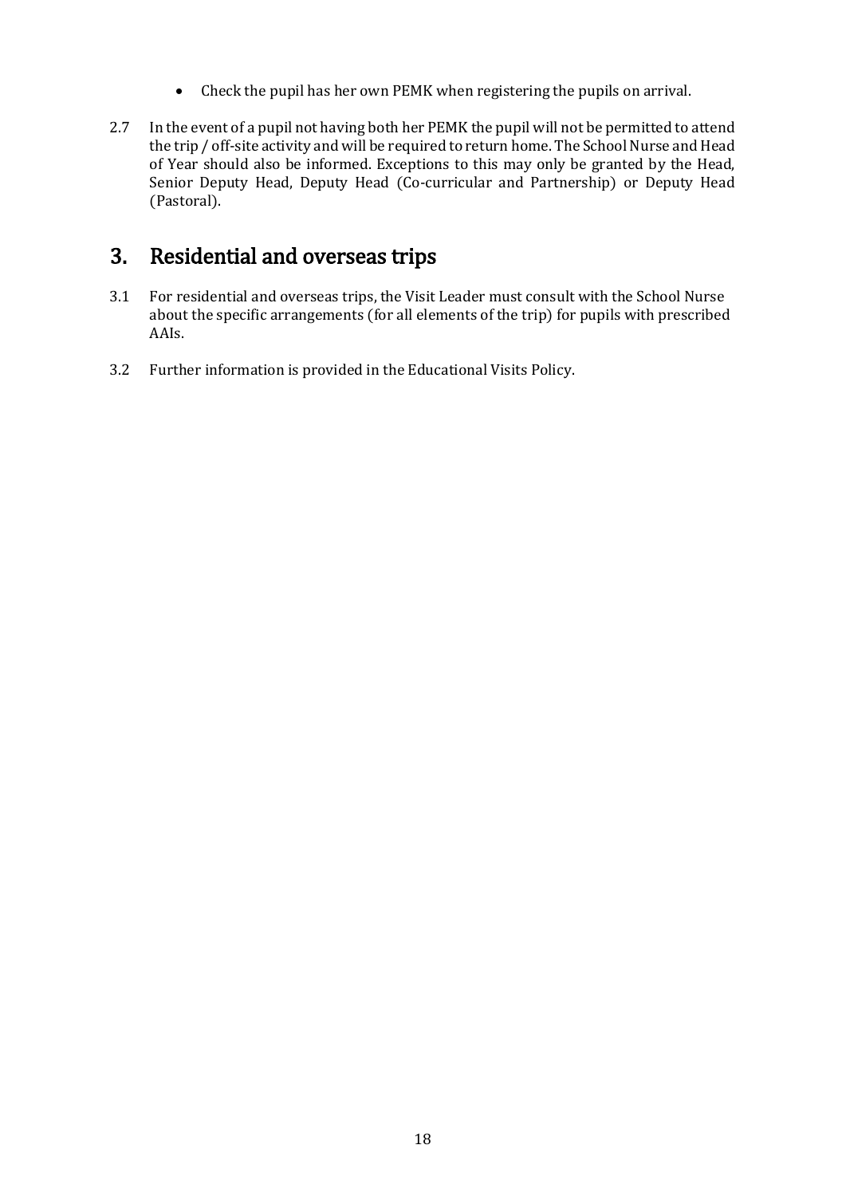- Check the pupil has her own PEMK when registering the pupils on arrival.

2.7 In the event of a pupil not having both her PEMK the pupil will not be permitted to attend the trip / off-site activity and will be required to return home. The School Nurse and Head of Year should also be informed. Exceptions to this may only be granted by the Head, Senior Deputy Head, Deputy Head (Co-curricular and Partnership) or Deputy Head (Pastoral).

## 3. Residential and overseas trips

3.1 For residential and overseas trips, the Visit Leader must consult with the School Nurse about the specific arrangements (for all elements of the trip) for pupils with prescribed AAIs.

3.2 Further information is provided in the Educational Visits Policy.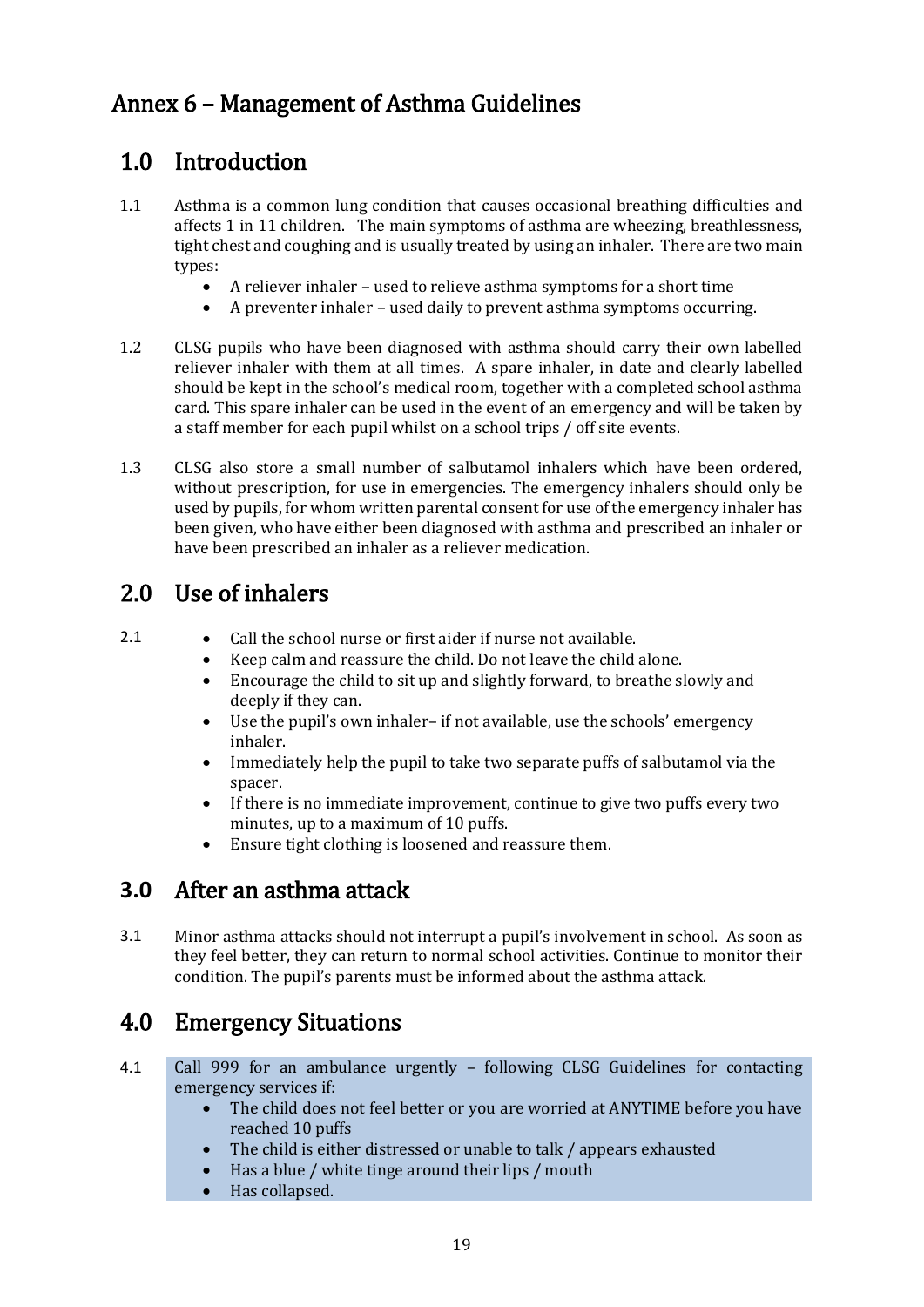# Annex 6 – Management of Asthma Guidelines

## 1.0 Introduction

1.1 Asthma is a common lung condition that causes occasional breathing difficulties and affects 1 in 11 children. The main symptoms of asthma are wheezing, breathlessness, tight chest and coughing and is usually treated by using an inhaler. There are two main types:

- A reliever inhaler – used to relieve asthma symptoms for a short time
- A preventer inhaler – used daily to prevent asthma symptoms occurring.

1.2 CLSG pupils who have been diagnosed with asthma should carry their own labelled reliever inhaler with them at all times. A spare inhaler, in date and clearly labelled should be kept in the school's medical room, together with a completed school asthma card. This spare inhaler can be used in the event of an emergency and will be taken by a staff member for each pupil whilst on a school trips / off site events.

1.3 CLSG also store a small number of salbutamol inhalers which have been ordered, without prescription, for use in emergencies. The emergency inhalers should only be used by pupils, for whom written parental consent for use of the emergency inhaler has been given, who have either been diagnosed with asthma and prescribed an inhaler or have been prescribed an inhaler as a reliever medication.

## 2.0 Use of inhalers

2.1

- Call the school nurse or first aider if nurse not available.
- Keep calm and reassure the child. Do not leave the child alone.
- Encourage the child to sit up and slightly forward, to breathe slowly and deeply if they can.
- Use the pupil's own inhaler– if not available, use the schools' emergency inhaler.
- Immediately help the pupil to take two separate puffs of salbutamol via the spacer.
- If there is no immediate improvement, continue to give two puffs every two minutes, up to a maximum of 10 puffs.
- Ensure tight clothing is loosened and reassure them.

## 3.0 After an asthma attack

3.1 Minor asthma attacks should not interrupt a pupil's involvement in school. As soon as they feel better, they can return to normal school activities. Continue to monitor their condition. The pupil's parents must be informed about the asthma attack.

## 4.0 Emergency Situations

4.1 Call 999 for an ambulance urgently – following CLSG Guidelines for contacting emergency services if:

- The child does not feel better or you are worried at ANYTIME before you have reached 10 puffs
- The child is either distressed or unable to talk / appears exhausted
- Has a blue / white tinge around their lips / mouth
- Has collapsed.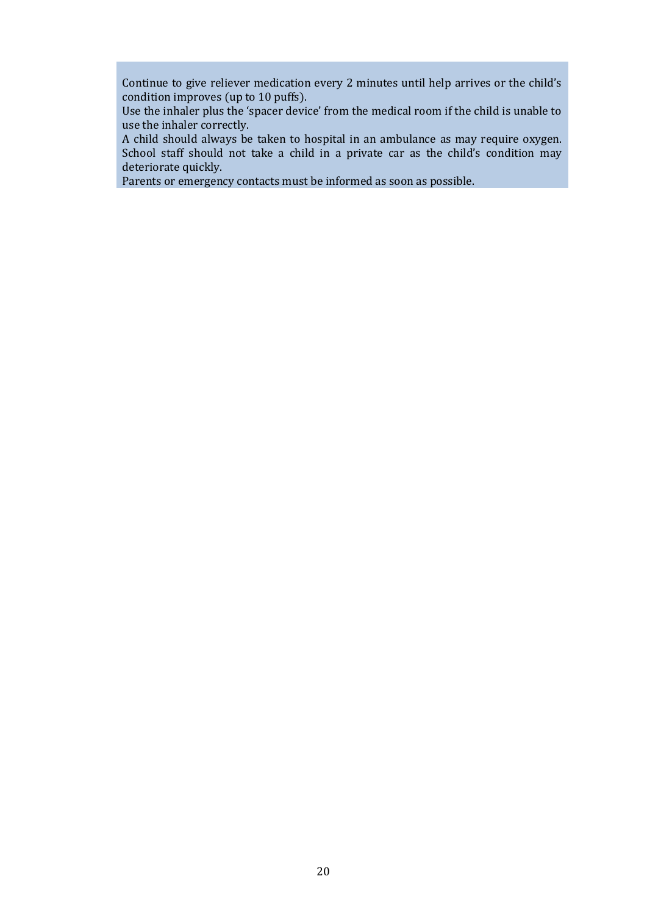Continue to give reliever medication every 2 minutes until help arrives or the child's condition improves (up to 10 puffs).

Use the inhaler plus the 'spacer device' from the medical room if the child is unable to use the inhaler correctly.

A child should always be taken to hospital in an ambulance as may require oxygen. School staff should not take a child in a private car as the child's condition may deteriorate quickly.

Parents or emergency contacts must be informed as soon as possible.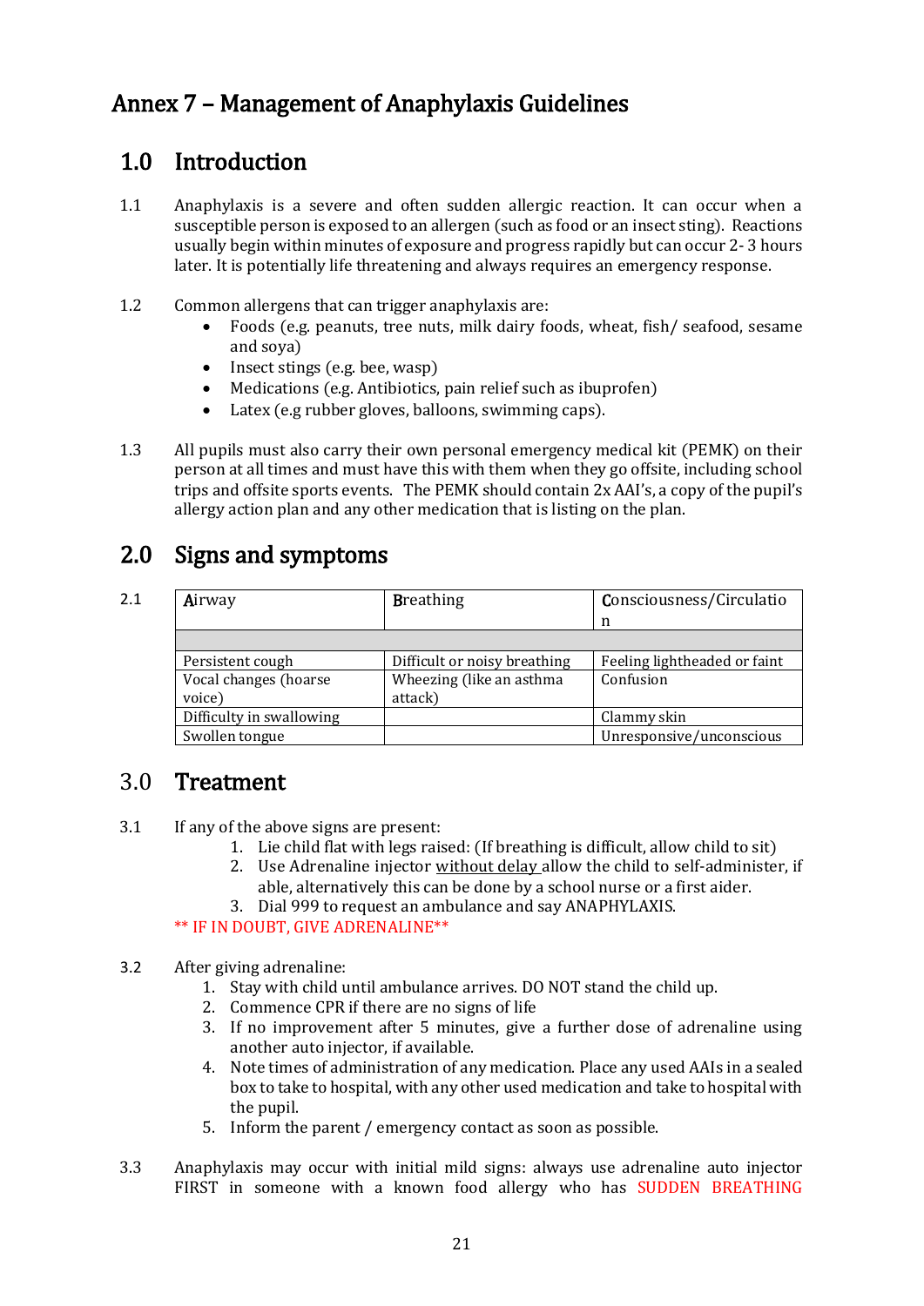# Annex 7 – Management of Anaphylaxis Guidelines

## 1.0 Introduction

1.1 Anaphylaxis is a severe and often sudden allergic reaction. It can occur when a susceptible person is exposed to an allergen (such as food or an insect sting). Reactions usually begin within minutes of exposure and progress rapidly but can occur 2- 3 hours later. It is potentially life threatening and always requires an emergency response.

1.2 Common allergens that can trigger anaphylaxis are:

- Foods (e.g. peanuts, tree nuts, milk dairy foods, wheat, fish/ seafood, sesame and soya)
- Insect stings (e.g. bee, wasp)
- Medications (e.g. Antibiotics, pain relief such as ibuprofen)
- Latex (e.g rubber gloves, balloons, swimming caps).

1.3 All pupils must also carry their own personal emergency medical kit (PEMK) on their person at all times and must have this with them when they go offsite, including school trips and offsite sports events. The PEMK should contain 2x AAI's, a copy of the pupil's allergy action plan and any other medication that is listing on the plan.

## 2.0 Signs and symptoms

2.1

| Airway | Breathing | Consciousness/Circulation |
|---|---|---|
| | | |
| Persistent cough | Difficult or noisy breathing | Feeling lightheaded or faint |
| Vocal changes (hoarse voice) | Wheezing (like an asthma attack) | Confusion |
| Difficulty in swallowing | | Clammy skin |
| Swollen tongue | | Unresponsive/unconscious |

## 3.0 Treatment

3.1 If any of the above signs are present:

1. Lie child flat with legs raised: (If breathing is difficult, allow child to sit)
2. Use Adrenaline injector <u>without delay</u> allow the child to self-administer, if able, alternatively this can be done by a school nurse or a first aider.
3. Dial 999 to request an ambulance and say ANAPHYLAXIS.

** IF IN DOUBT, GIVE ADRENALINE**

3.2 After giving adrenaline:

1. Stay with child until ambulance arrives. DO NOT stand the child up.
2. Commence CPR if there are no signs of life
3. If no improvement after 5 minutes, give a further dose of adrenaline using another auto injector, if available.
4. Note times of administration of any medication. Place any used AAIs in a sealed box to take to hospital, with any other used medication and take to hospital with the pupil.
5. Inform the parent / emergency contact as soon as possible.

3.3 Anaphylaxis may occur with initial mild signs: always use adrenaline auto injector FIRST in someone with a known food allergy who has SUDDEN BREATHING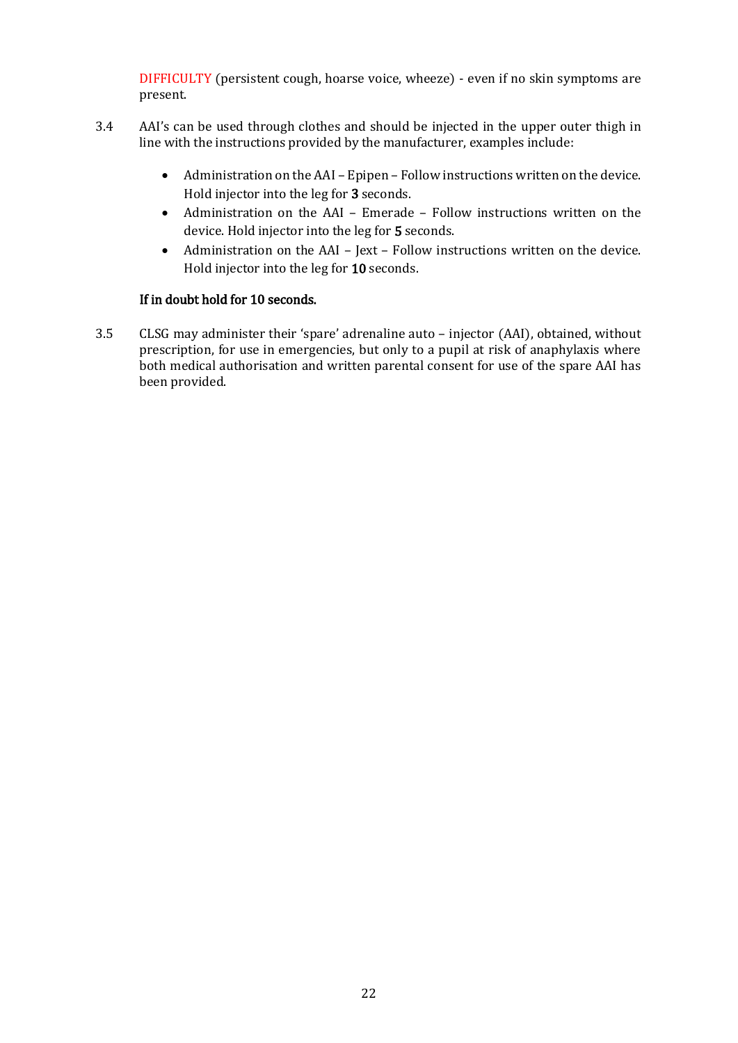DIFFICULTY (persistent cough, hoarse voice, wheeze) - even if no skin symptoms are present.

3.4 AAI's can be used through clothes and should be injected in the upper outer thigh in line with the instructions provided by the manufacturer, examples include:

- Administration on the AAI – Epipen – Follow instructions written on the device. Hold injector into the leg for **3** seconds.
- Administration on the AAI – Emerade – Follow instructions written on the device. Hold injector into the leg for **5** seconds.
- Administration on the AAI – Jext – Follow instructions written on the device. Hold injector into the leg for **10** seconds.

**If in doubt hold for 10 seconds.**

3.5 CLSG may administer their 'spare' adrenaline auto – injector (AAI), obtained, without prescription, for use in emergencies, but only to a pupil at risk of anaphylaxis where both medical authorisation and written parental consent for use of the spare AAI has been provided.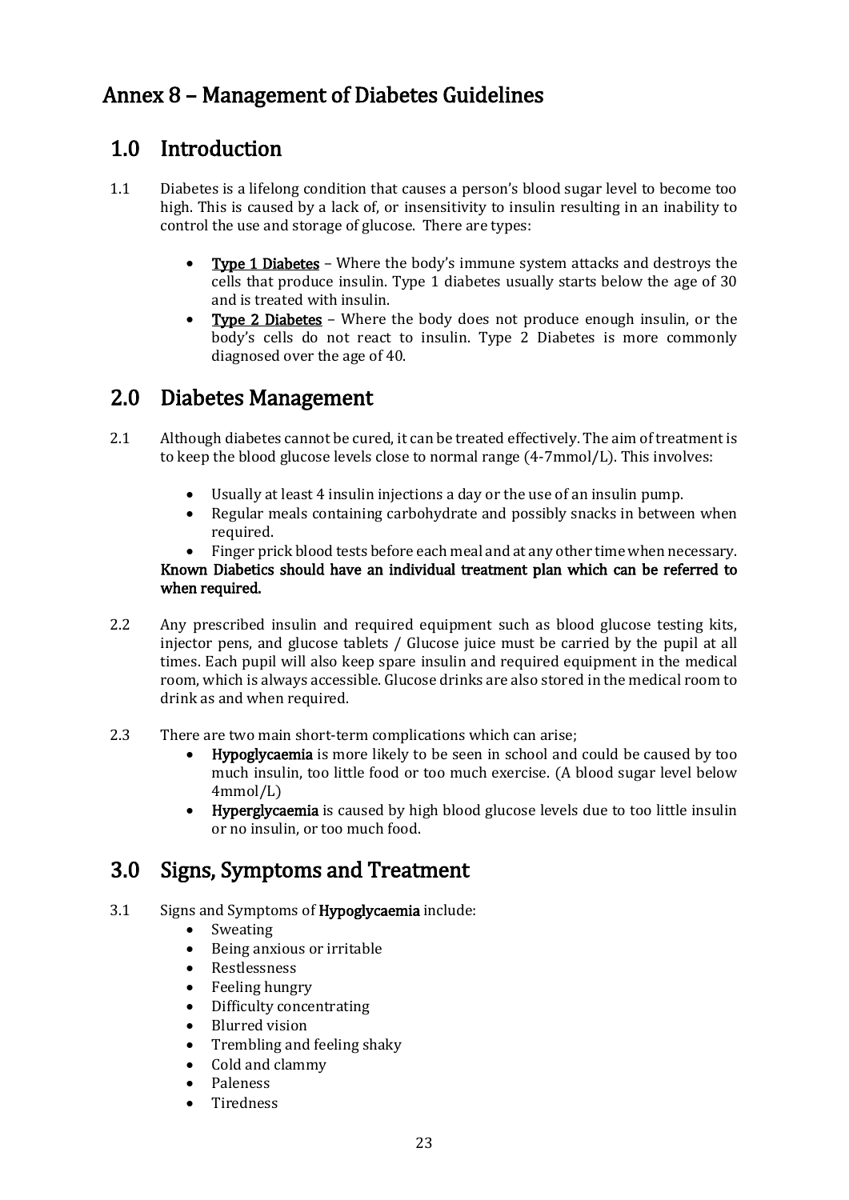# Annex 8 – Management of Diabetes Guidelines

## 1.0 Introduction

1.1 Diabetes is a lifelong condition that causes a person's blood sugar level to become too high. This is caused by a lack of, or insensitivity to insulin resulting in an inability to control the use and storage of glucose. There are types:

- **Type 1 Diabetes** – Where the body's immune system attacks and destroys the cells that produce insulin. Type 1 diabetes usually starts below the age of 30 and is treated with insulin.
- **Type 2 Diabetes** – Where the body does not produce enough insulin, or the body's cells do not react to insulin. Type 2 Diabetes is more commonly diagnosed over the age of 40.

## 2.0 Diabetes Management

2.1 Although diabetes cannot be cured, it can be treated effectively. The aim of treatment is to keep the blood glucose levels close to normal range (4-7mmol/L). This involves:

- Usually at least 4 insulin injections a day or the use of an insulin pump.
- Regular meals containing carbohydrate and possibly snacks in between when required.
- Finger prick blood tests before each meal and at any other time when necessary.

**Known Diabetics should have an individual treatment plan which can be referred to when required.**

2.2 Any prescribed insulin and required equipment such as blood glucose testing kits, injector pens, and glucose tablets / Glucose juice must be carried by the pupil at all times. Each pupil will also keep spare insulin and required equipment in the medical room, which is always accessible. Glucose drinks are also stored in the medical room to drink as and when required.

2.3 There are two main short-term complications which can arise;

- **Hypoglycaemia** is more likely to be seen in school and could be caused by too much insulin, too little food or too much exercise. (A blood sugar level below 4mmol/L)
- **Hyperglycaemia** is caused by high blood glucose levels due to too little insulin or no insulin, or too much food.

## 3.0 Signs, Symptoms and Treatment

3.1 Signs and Symptoms of **Hypoglycaemia** include:

- Sweating
- Being anxious or irritable
- Restlessness
- Feeling hungry
- Difficulty concentrating
- Blurred vision
- Trembling and feeling shaky
- Cold and clammy
- Paleness
- Tiredness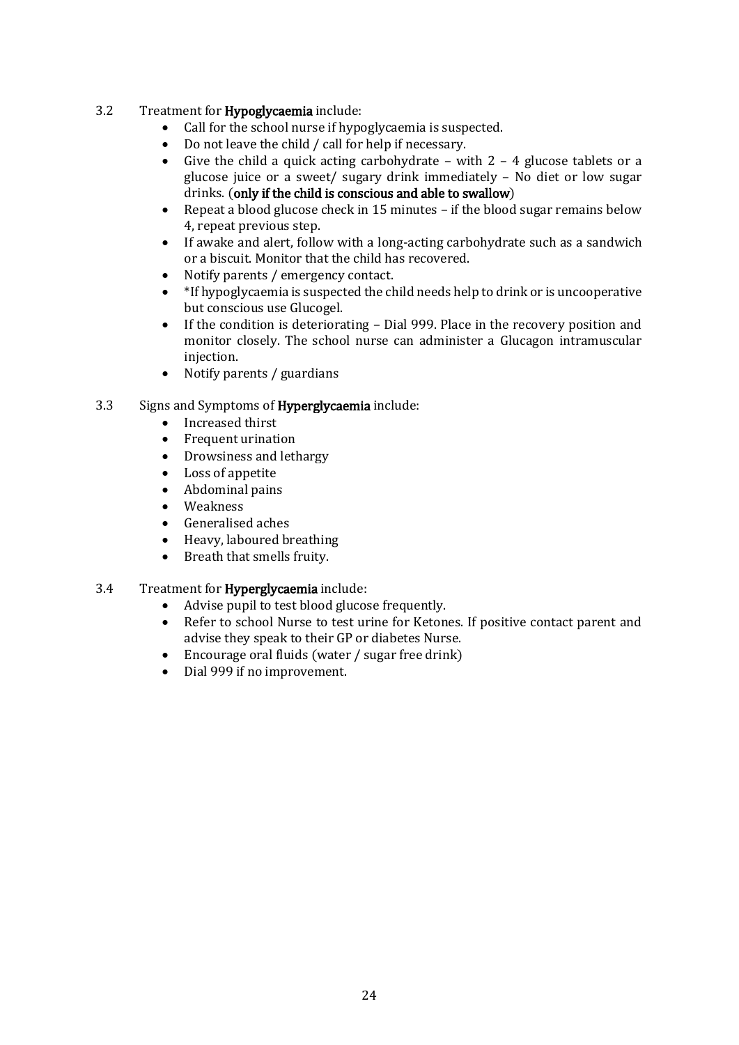3.2 Treatment for **Hypoglycaemia** include:

- Call for the school nurse if hypoglycaemia is suspected.
- Do not leave the child / call for help if necessary.
- Give the child a quick acting carbohydrate – with 2 – 4 glucose tablets or a glucose juice or a sweet/ sugary drink immediately – No diet or low sugar drinks. (**only if the child is conscious and able to swallow**)
- Repeat a blood glucose check in 15 minutes – if the blood sugar remains below 4, repeat previous step.
- If awake and alert, follow with a long-acting carbohydrate such as a sandwich or a biscuit. Monitor that the child has recovered.
- Notify parents / emergency contact.
- *If hypoglycaemia is suspected the child needs help to drink or is uncooperative but conscious use Glucogel.
- If the condition is deteriorating – Dial 999. Place in the recovery position and monitor closely. The school nurse can administer a Glucagon intramuscular injection.
- Notify parents / guardians

3.3 Signs and Symptoms of **Hyperglycaemia** include:

- Increased thirst
- Frequent urination
- Drowsiness and lethargy
- Loss of appetite
- Abdominal pains
- Weakness
- Generalised aches
- Heavy, laboured breathing
- Breath that smells fruity.

3.4 Treatment for **Hyperglycaemia** include:

- Advise pupil to test blood glucose frequently.
- Refer to school Nurse to test urine for Ketones. If positive contact parent and advise they speak to their GP or diabetes Nurse.
- Encourage oral fluids (water / sugar free drink)
- Dial 999 if no improvement.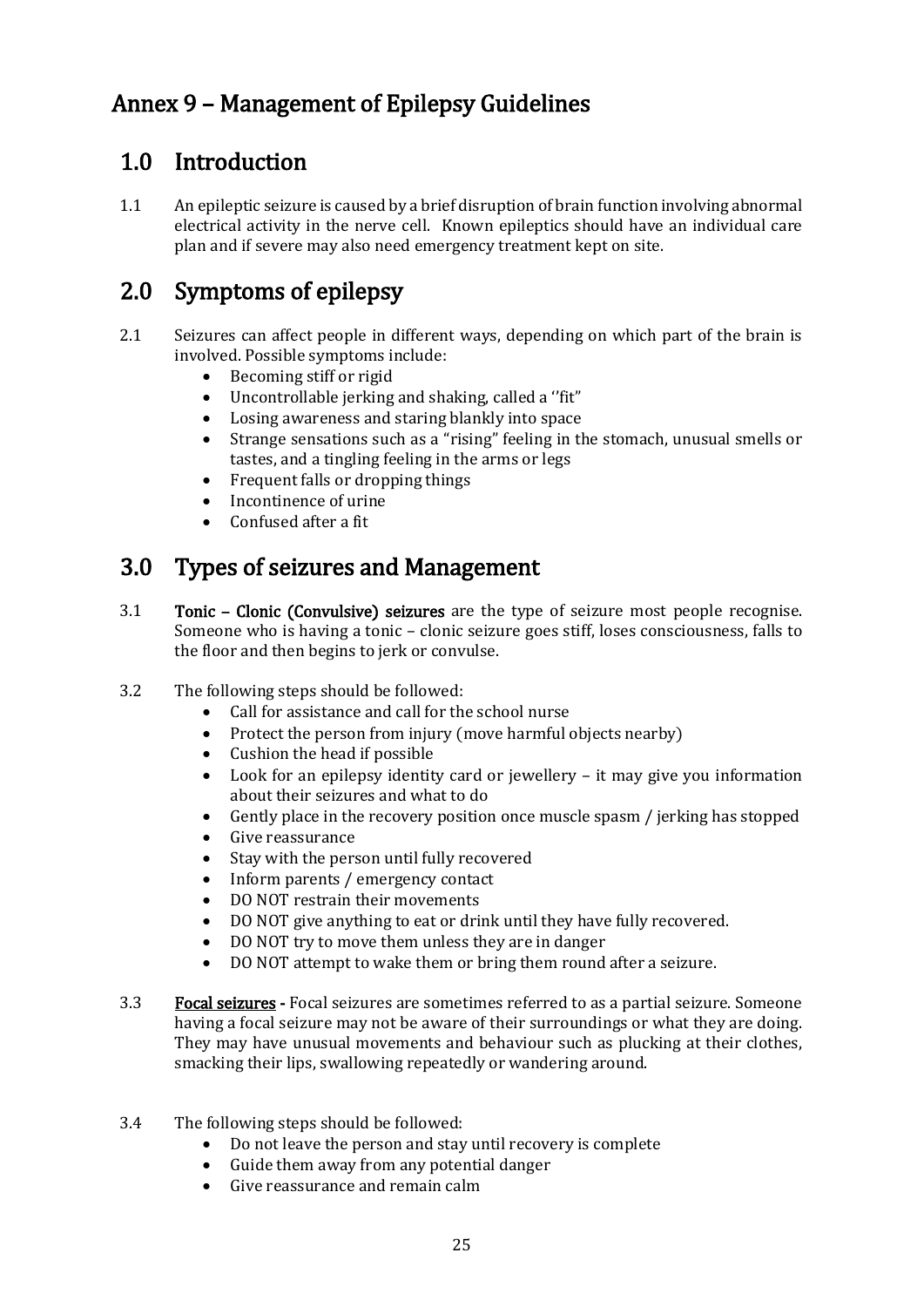# Annex 9 – Management of Epilepsy Guidelines

## 1.0 Introduction

1.1 An epileptic seizure is caused by a brief disruption of brain function involving abnormal electrical activity in the nerve cell. Known epileptics should have an individual care plan and if severe may also need emergency treatment kept on site.

## 2.0 Symptoms of epilepsy

2.1 Seizures can affect people in different ways, depending on which part of the brain is involved. Possible symptoms include:

- Becoming stiff or rigid
- Uncontrollable jerking and shaking, called a ''fit"
- Losing awareness and staring blankly into space
- Strange sensations such as a "rising" feeling in the stomach, unusual smells or tastes, and a tingling feeling in the arms or legs
- Frequent falls or dropping things
- Incontinence of urine
- Confused after a fit

## 3.0 Types of seizures and Management

3.1 **Tonic – Clonic (Convulsive) seizures** are the type of seizure most people recognise. Someone who is having a tonic – clonic seizure goes stiff, loses consciousness, falls to the floor and then begins to jerk or convulse.

3.2 The following steps should be followed:

- Call for assistance and call for the school nurse
- Protect the person from injury (move harmful objects nearby)
- Cushion the head if possible
- Look for an epilepsy identity card or jewellery – it may give you information about their seizures and what to do
- Gently place in the recovery position once muscle spasm / jerking has stopped
- Give reassurance
- Stay with the person until fully recovered
- Inform parents / emergency contact
- DO NOT restrain their movements
- DO NOT give anything to eat or drink until they have fully recovered.
- DO NOT try to move them unless they are in danger
- DO NOT attempt to wake them or bring them round after a seizure.

3.3 **Focal seizures** - Focal seizures are sometimes referred to as a partial seizure. Someone having a focal seizure may not be aware of their surroundings or what they are doing. They may have unusual movements and behaviour such as plucking at their clothes, smacking their lips, swallowing repeatedly or wandering around.

3.4 The following steps should be followed:

- Do not leave the person and stay until recovery is complete
- Guide them away from any potential danger
- Give reassurance and remain calm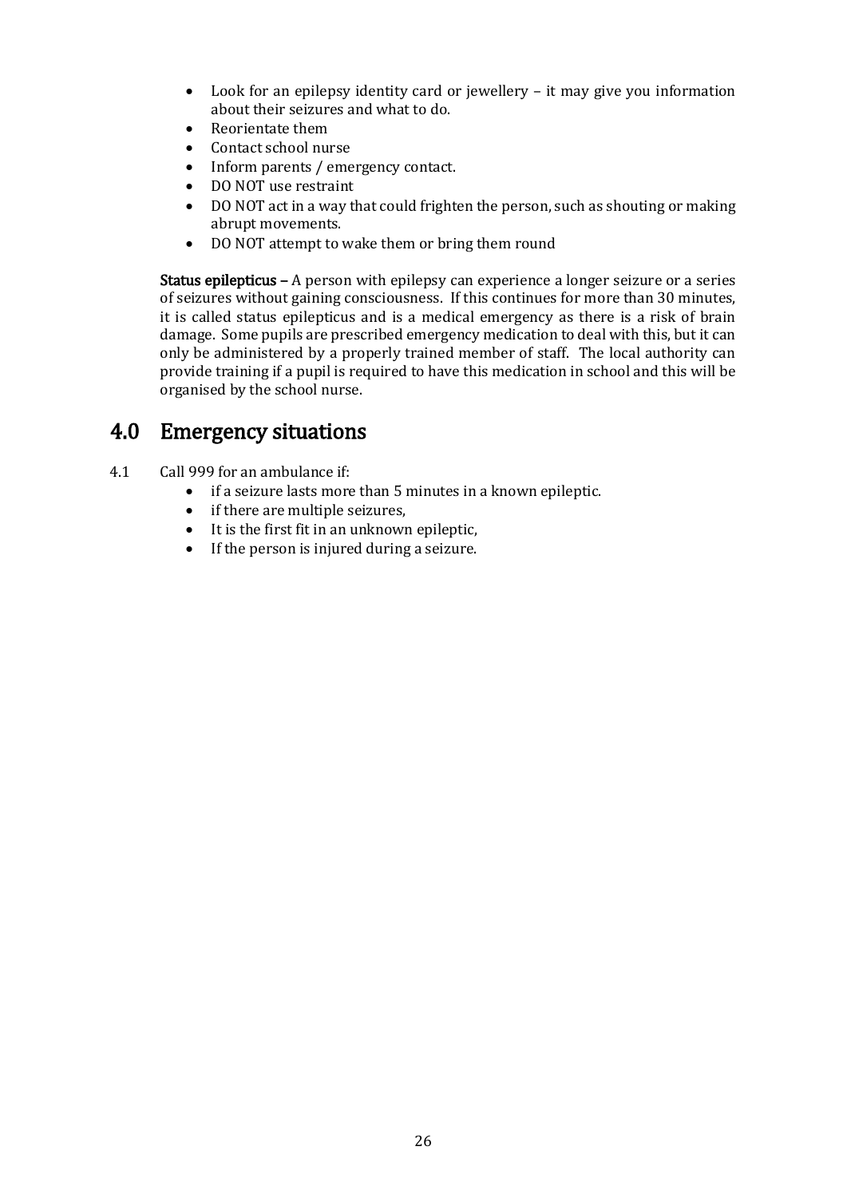- Look for an epilepsy identity card or jewellery – it may give you information about their seizures and what to do.
- Reorientate them
- Contact school nurse
- Inform parents / emergency contact.
- DO NOT use restraint
- DO NOT act in a way that could frighten the person, such as shouting or making abrupt movements.
- DO NOT attempt to wake them or bring them round

**Status epilepticus –** A person with epilepsy can experience a longer seizure or a series of seizures without gaining consciousness. If this continues for more than 30 minutes, it is called status epilepticus and is a medical emergency as there is a risk of brain damage. Some pupils are prescribed emergency medication to deal with this, but it can only be administered by a properly trained member of staff. The local authority can provide training if a pupil is required to have this medication in school and this will be organised by the school nurse.

## 4.0 Emergency situations

4.1 Call 999 for an ambulance if:

- if a seizure lasts more than 5 minutes in a known epileptic.
- if there are multiple seizures,
- It is the first fit in an unknown epileptic,
- If the person is injured during a seizure.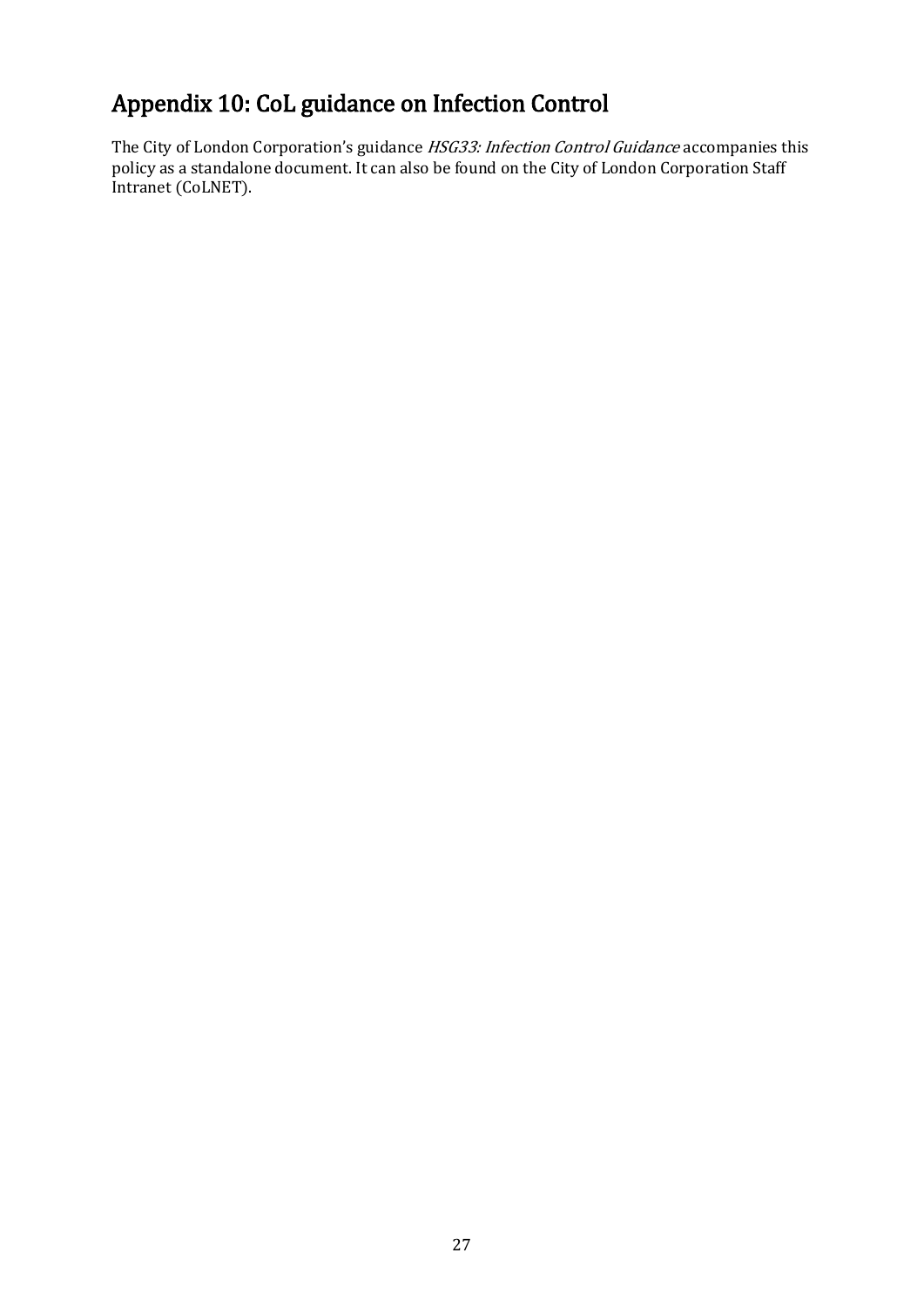# Appendix 10: CoL guidance on Infection Control

The City of London Corporation's guidance *HSG33: Infection Control Guidance* accompanies this policy as a standalone document. It can also be found on the City of London Corporation Staff Intranet (CoLNET).